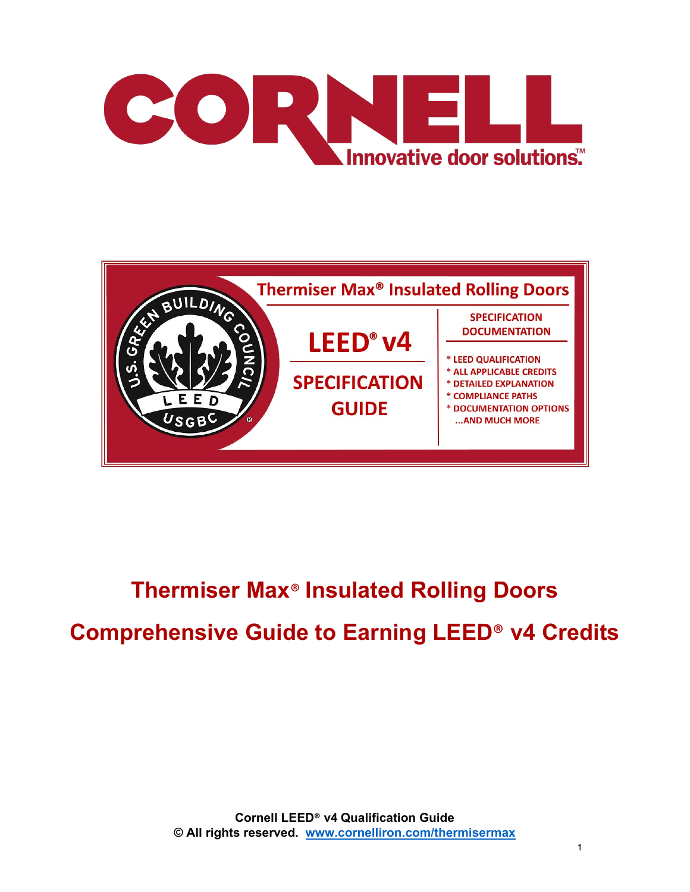# CORNELL

Innovative door solutions.™

Thermiser Max® Insulated Rolling Doors

LEED® v4

SPECIFICATION GUIDE

SPECIFICATION DOCUMENTATION

* LEED QUALIFICATION
* ALL APPLICABLE CREDITS
* DETAILED EXPLANATION
* COMPLIANCE PATHS
* DOCUMENTATION OPTIONS

...AND MUCH MORE

# Thermiser Max® Insulated Rolling Doors

# Comprehensive Guide to Earning LEED® v4 Credits

**Cornell LEED® v4 Qualification Guide**

**© All rights reserved. www.cornelliron.com/thermisermax**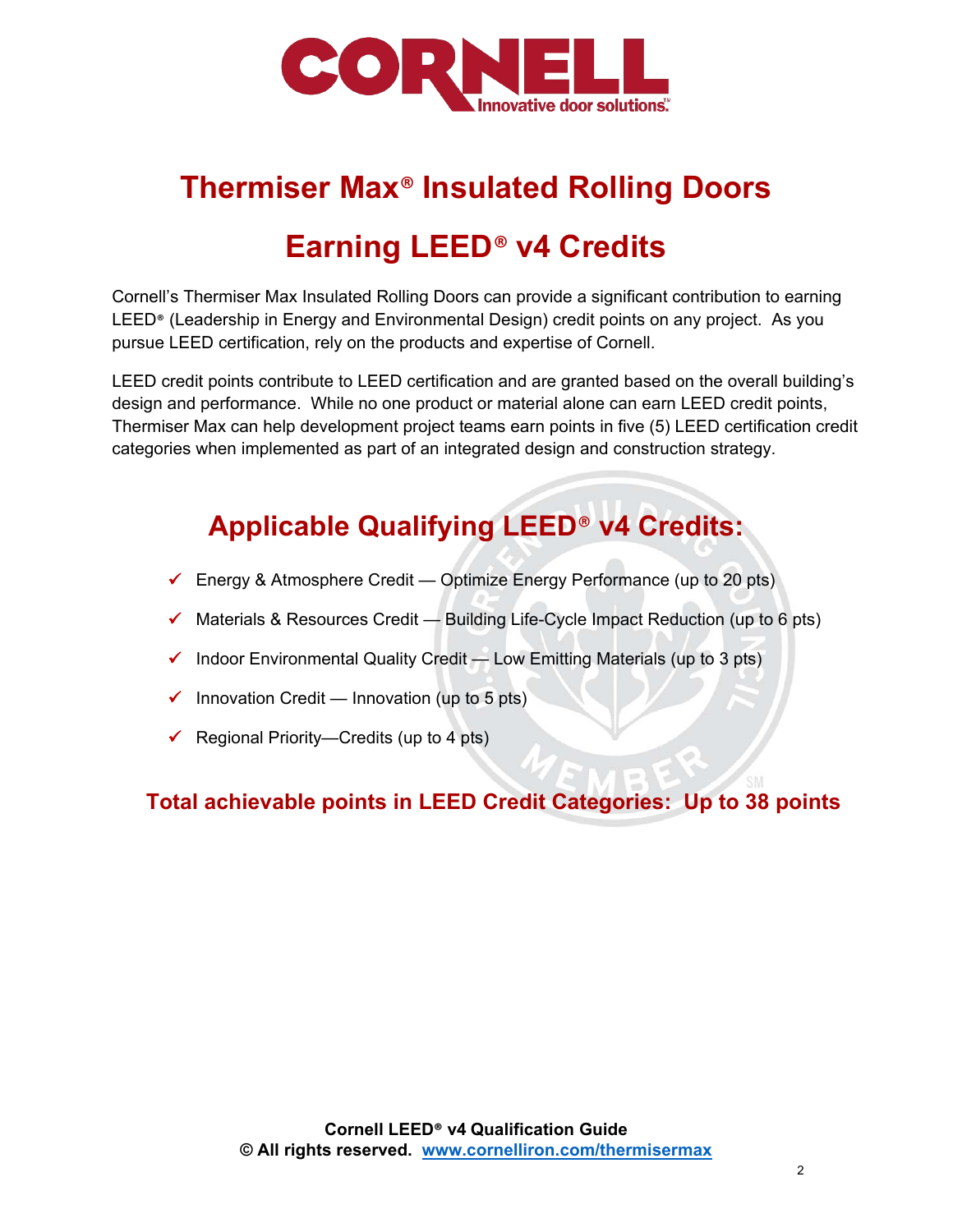# Thermiser Max® Insulated Rolling Doors

# Earning LEED® v4 Credits

Cornell's Thermiser Max Insulated Rolling Doors can provide a significant contribution to earning LEED® (Leadership in Energy and Environmental Design) credit points on any project. As you pursue LEED certification, rely on the products and expertise of Cornell.

LEED credit points contribute to LEED certification and are granted based on the overall building's design and performance. While no one product or material alone can earn LEED credit points, Thermiser Max can help development project teams earn points in five (5) LEED certification credit categories when implemented as part of an integrated design and construction strategy.

## Applicable Qualifying LEED® v4 Credits:

- ✓ Energy & Atmosphere Credit — Optimize Energy Performance (up to 20 pts)
- ✓ Materials & Resources Credit — Building Life-Cycle Impact Reduction (up to 6 pts)
- ✓ Indoor Environmental Quality Credit — Low Emitting Materials (up to 3 pts)
- ✓ Innovation Credit — Innovation (up to 5 pts)
- ✓ Regional Priority—Credits (up to 4 pts)

**Total achievable points in LEED Credit Categories: Up to 38 points**

**Cornell LEED® v4 Qualification Guide**
**© All rights reserved. www.cornelliron.com/thermisermax**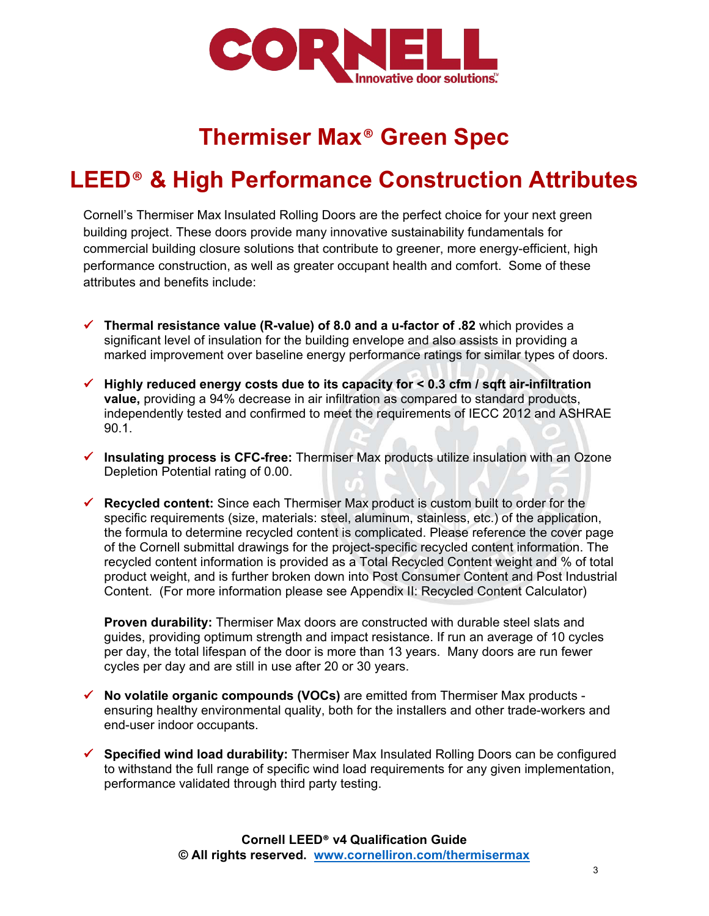# Thermiser Max® Green Spec

## LEED® & High Performance Construction Attributes

Cornell's Thermiser Max Insulated Rolling Doors are the perfect choice for your next green building project. These doors provide many innovative sustainability fundamentals for commercial building closure solutions that contribute to greener, more energy-efficient, high performance construction, as well as greater occupant health and comfort. Some of these attributes and benefits include:

- ✓ **Thermal resistance value (R-value) of 8.0 and a u-factor of .82** which provides a significant level of insulation for the building envelope and also assists in providing a marked improvement over baseline energy performance ratings for similar types of doors.

- ✓ **Highly reduced energy costs due to its capacity for < 0.3 cfm / sqft air-infiltration value,** providing a 94% decrease in air infiltration as compared to standard products, independently tested and confirmed to meet the requirements of IECC 2012 and ASHRAE 90.1.

- ✓ **Insulating process is CFC-free:** Thermiser Max products utilize insulation with an Ozone Depletion Potential rating of 0.00.

- ✓ **Recycled content:** Since each Thermiser Max product is custom built to order for the specific requirements (size, materials: steel, aluminum, stainless, etc.) of the application, the formula to determine recycled content is complicated. Please reference the cover page of the Cornell submittal drawings for the project-specific recycled content information. The recycled content information is provided as a Total Recycled Content weight and % of total product weight, and is further broken down into Post Consumer Content and Post Industrial Content. (For more information please see Appendix II: Recycled Content Calculator)

  **Proven durability:** Thermiser Max doors are constructed with durable steel slats and guides, providing optimum strength and impact resistance. If run an average of 10 cycles per day, the total lifespan of the door is more than 13 years. Many doors are run fewer cycles per day and are still in use after 20 or 30 years.

- ✓ **No volatile organic compounds (VOCs)** are emitted from Thermiser Max products - ensuring healthy environmental quality, both for the installers and other trade-workers and end-user indoor occupants.

- ✓ **Specified wind load durability:** Thermiser Max Insulated Rolling Doors can be configured to withstand the full range of specific wind load requirements for any given implementation, performance validated through third party testing.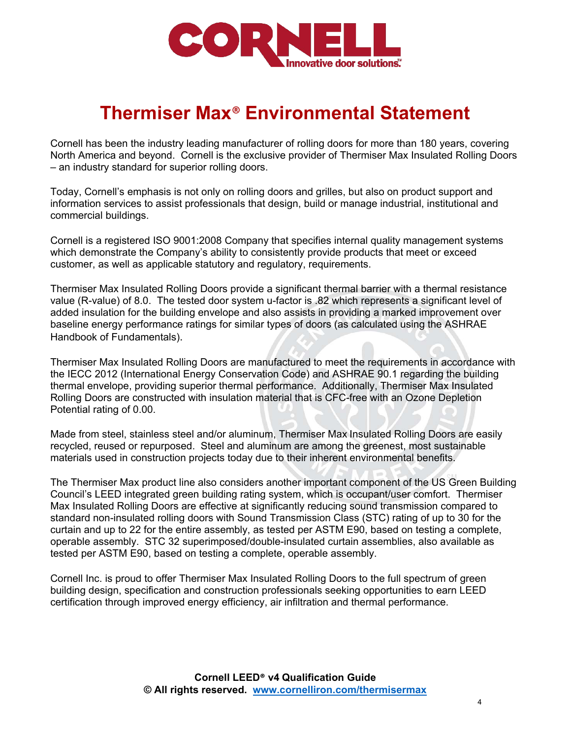# Thermiser Max® Environmental Statement

Cornell has been the industry leading manufacturer of rolling doors for more than 180 years, covering North America and beyond. Cornell is the exclusive provider of Thermiser Max Insulated Rolling Doors – an industry standard for superior rolling doors.

Today, Cornell's emphasis is not only on rolling doors and grilles, but also on product support and information services to assist professionals that design, build or manage industrial, institutional and commercial buildings.

Cornell is a registered ISO 9001:2008 Company that specifies internal quality management systems which demonstrate the Company's ability to consistently provide products that meet or exceed customer, as well as applicable statutory and regulatory, requirements.

Thermiser Max Insulated Rolling Doors provide a significant thermal barrier with a thermal resistance value (R-value) of 8.0. The tested door system u-factor is .82 which represents a significant level of added insulation for the building envelope and also assists in providing a marked improvement over baseline energy performance ratings for similar types of doors (as calculated using the ASHRAE Handbook of Fundamentals).

Thermiser Max Insulated Rolling Doors are manufactured to meet the requirements in accordance with the IECC 2012 (International Energy Conservation Code) and ASHRAE 90.1 regarding the building thermal envelope, providing superior thermal performance. Additionally, Thermiser Max Insulated Rolling Doors are constructed with insulation material that is CFC-free with an Ozone Depletion Potential rating of 0.00.

Made from steel, stainless steel and/or aluminum, Thermiser Max Insulated Rolling Doors are easily recycled, reused or repurposed. Steel and aluminum are among the greenest, most sustainable materials used in construction projects today due to their inherent environmental benefits.

The Thermiser Max product line also considers another important component of the US Green Building Council's LEED integrated green building rating system, which is occupant/user comfort. Thermiser Max Insulated Rolling Doors are effective at significantly reducing sound transmission compared to standard non-insulated rolling doors with Sound Transmission Class (STC) rating of up to 30 for the curtain and up to 22 for the entire assembly, as tested per ASTM E90, based on testing a complete, operable assembly. STC 32 superimposed/double-insulated curtain assemblies, also available as tested per ASTM E90, based on testing a complete, operable assembly.

Cornell Inc. is proud to offer Thermiser Max Insulated Rolling Doors to the full spectrum of green building design, specification and construction professionals seeking opportunities to earn LEED certification through improved energy efficiency, air infiltration and thermal performance.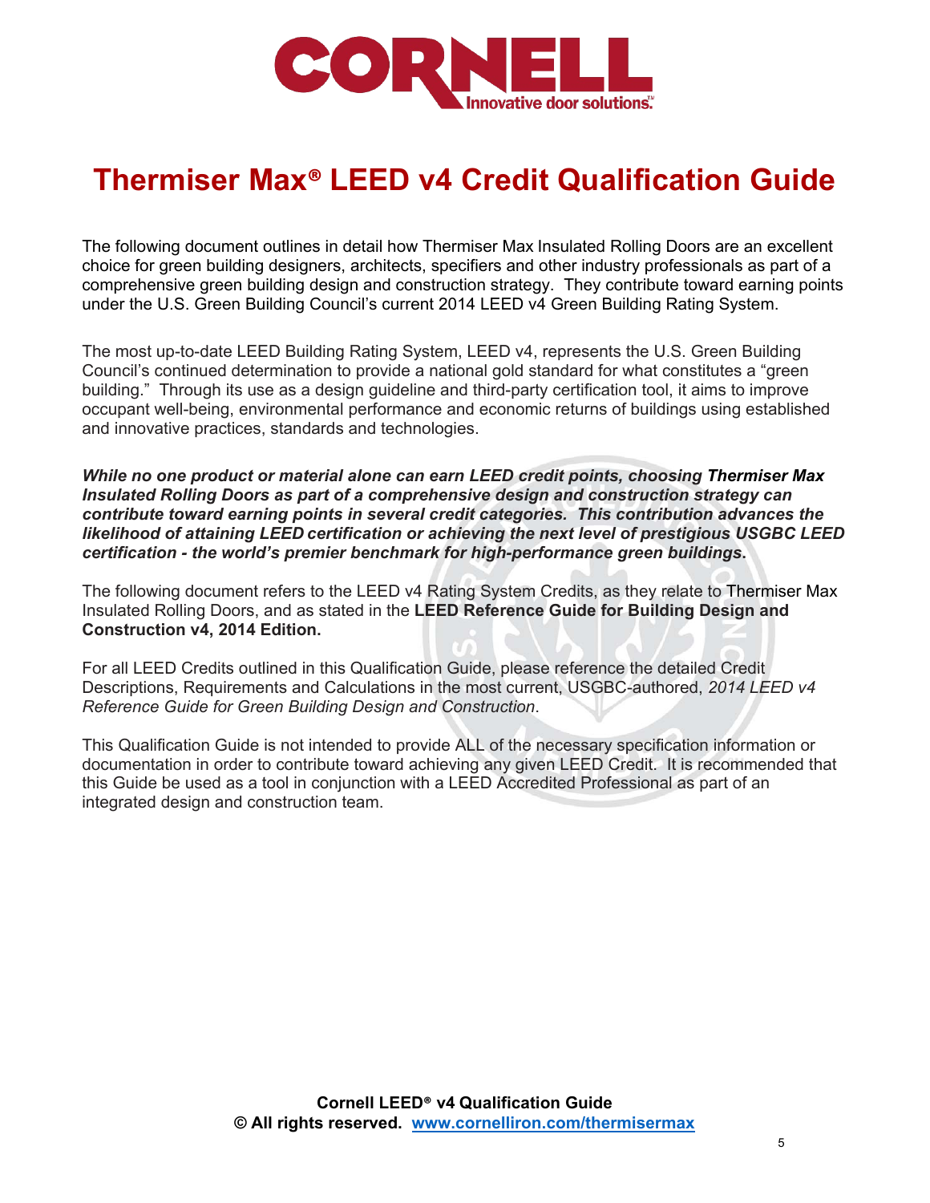# Thermiser Max® LEED v4 Credit Qualification Guide

The following document outlines in detail how Thermiser Max Insulated Rolling Doors are an excellent choice for green building designers, architects, specifiers and other industry professionals as part of a comprehensive green building design and construction strategy. They contribute toward earning points under the U.S. Green Building Council's current 2014 LEED v4 Green Building Rating System.

The most up-to-date LEED Building Rating System, LEED v4, represents the U.S. Green Building Council's continued determination to provide a national gold standard for what constitutes a "green building." Through its use as a design guideline and third-party certification tool, it aims to improve occupant well-being, environmental performance and economic returns of buildings using established and innovative practices, standards and technologies.

***While no one product or material alone can earn LEED credit points, choosing Thermiser Max Insulated Rolling Doors as part of a comprehensive design and construction strategy can contribute toward earning points in several credit categories. This contribution advances the likelihood of attaining LEED certification or achieving the next level of prestigious USGBC LEED certification - the world's premier benchmark for high-performance green buildings.***

The following document refers to the LEED v4 Rating System Credits, as they relate to Thermiser Max Insulated Rolling Doors, and as stated in the **LEED Reference Guide for Building Design and Construction v4, 2014 Edition.**

For all LEED Credits outlined in this Qualification Guide, please reference the detailed Credit Descriptions, Requirements and Calculations in the most current, USGBC-authored, *2014 LEED v4 Reference Guide for Green Building Design and Construction*.

This Qualification Guide is not intended to provide ALL of the necessary specification information or documentation in order to contribute toward achieving any given LEED Credit. It is recommended that this Guide be used as a tool in conjunction with a LEED Accredited Professional as part of an integrated design and construction team.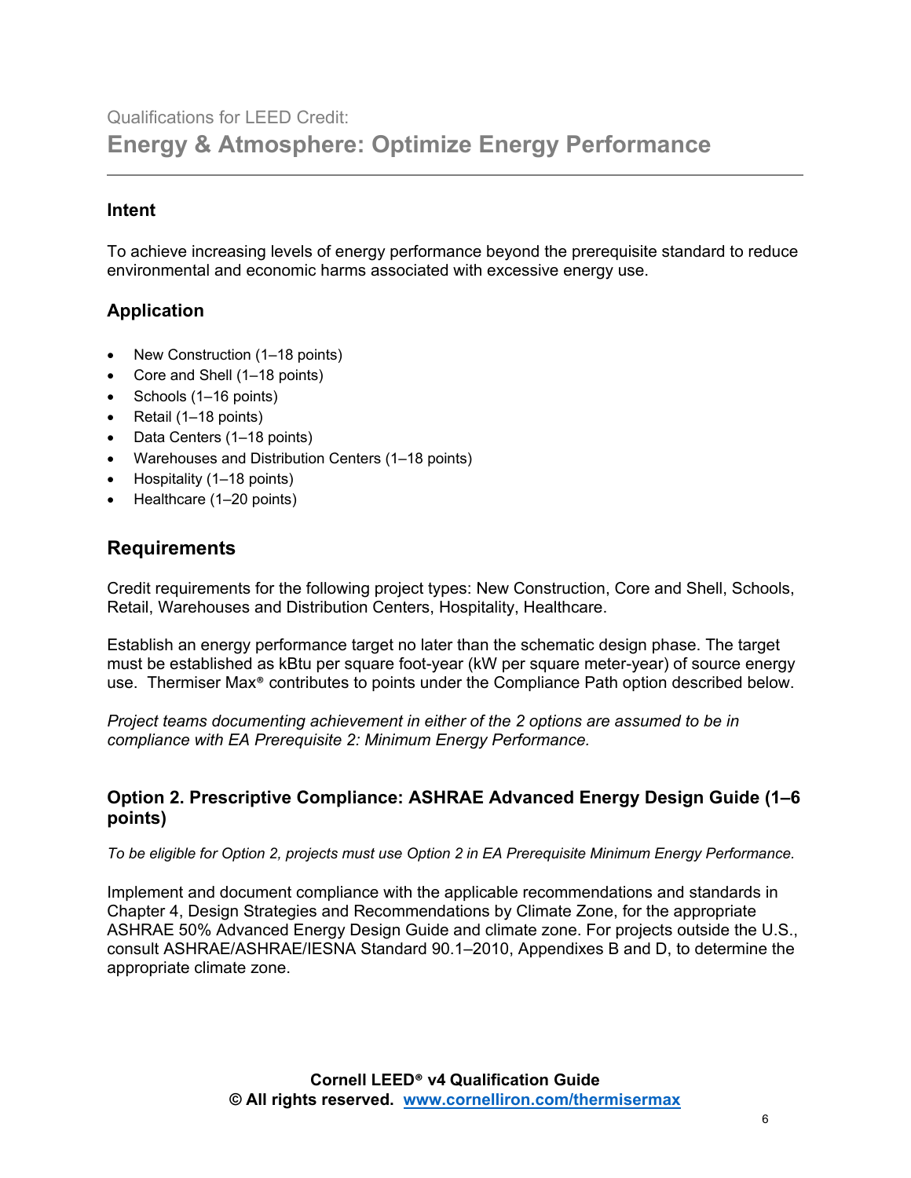Qualifications for LEED Credit:

# Energy & Atmosphere: Optimize Energy Performance

## Intent

To achieve increasing levels of energy performance beyond the prerequisite standard to reduce environmental and economic harms associated with excessive energy use.

## Application

- New Construction (1–18 points)
- Core and Shell (1–18 points)
- Schools (1–16 points)
- Retail (1–18 points)
- Data Centers (1–18 points)
- Warehouses and Distribution Centers (1–18 points)
- Hospitality (1–18 points)
- Healthcare (1–20 points)

## Requirements

Credit requirements for the following project types: New Construction, Core and Shell, Schools, Retail, Warehouses and Distribution Centers, Hospitality, Healthcare.

Establish an energy performance target no later than the schematic design phase. The target must be established as kBtu per square foot-year (kW per square meter-year) of source energy use. Thermiser Max® contributes to points under the Compliance Path option described below.

*Project teams documenting achievement in either of the 2 options are assumed to be in compliance with EA Prerequisite 2: Minimum Energy Performance.*

### Option 2. Prescriptive Compliance: ASHRAE Advanced Energy Design Guide (1–6 points)

*To be eligible for Option 2, projects must use Option 2 in EA Prerequisite Minimum Energy Performance.*

Implement and document compliance with the applicable recommendations and standards in Chapter 4, Design Strategies and Recommendations by Climate Zone, for the appropriate ASHRAE 50% Advanced Energy Design Guide and climate zone. For projects outside the U.S., consult ASHRAE/ASHRAE/IESNA Standard 90.1–2010, Appendixes B and D, to determine the appropriate climate zone.

**Cornell LEED® v4 Qualification Guide**
**© All rights reserved. [www.cornelliron.com/thermisermax](www.cornelliron.com/thermisermax)**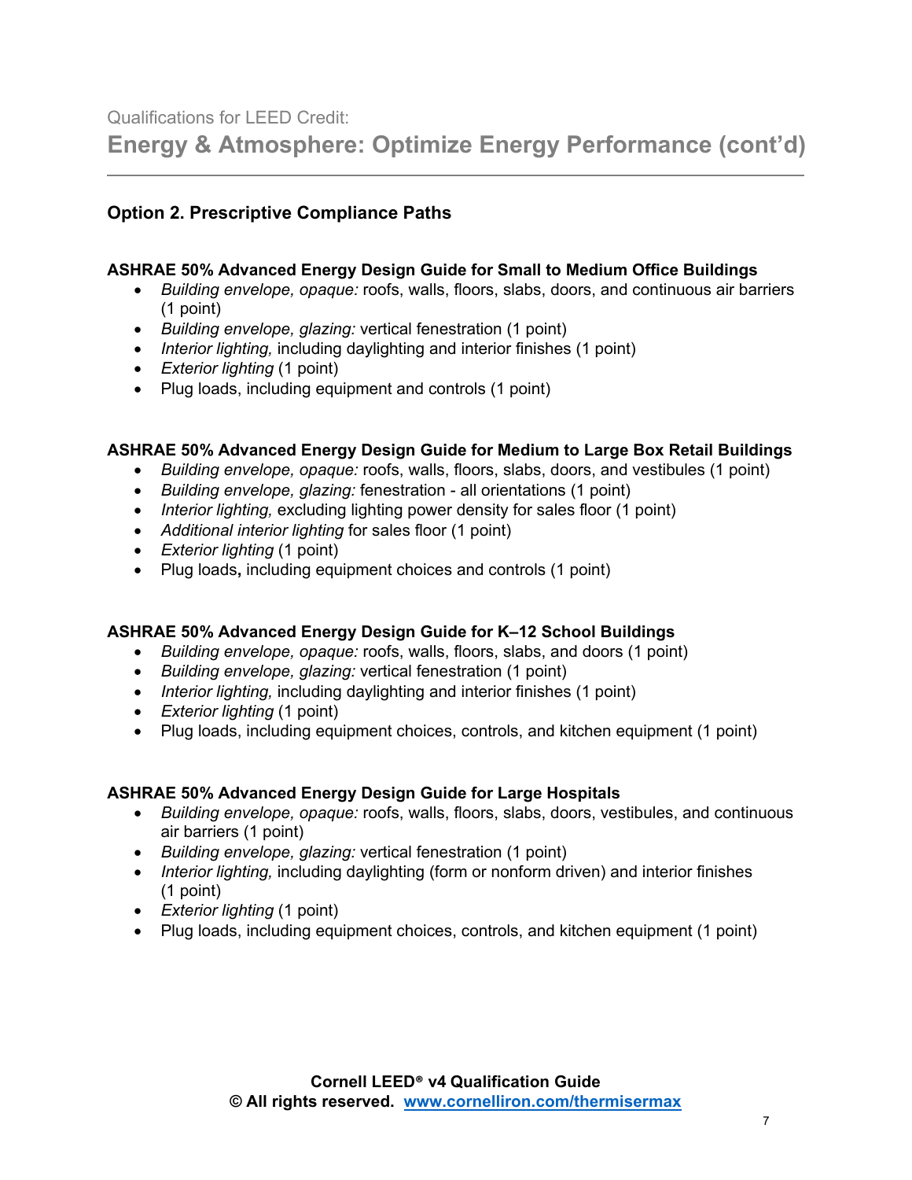Qualifications for LEED Credit:

# Energy & Atmosphere: Optimize Energy Performance (cont'd)

## Option 2. Prescriptive Compliance Paths

### ASHRAE 50% Advanced Energy Design Guide for Small to Medium Office Buildings

- *Building envelope, opaque:* roofs, walls, floors, slabs, doors, and continuous air barriers (1 point)
- *Building envelope, glazing:* vertical fenestration (1 point)
- *Interior lighting,* including daylighting and interior finishes (1 point)
- *Exterior lighting* (1 point)
- Plug loads, including equipment and controls (1 point)

### ASHRAE 50% Advanced Energy Design Guide for Medium to Large Box Retail Buildings

- *Building envelope, opaque:* roofs, walls, floors, slabs, doors, and vestibules (1 point)
- *Building envelope, glazing:* fenestration - all orientations (1 point)
- *Interior lighting,* excluding lighting power density for sales floor (1 point)
- *Additional interior lighting* for sales floor (1 point)
- *Exterior lighting* (1 point)
- Plug loads**,** including equipment choices and controls (1 point)

### ASHRAE 50% Advanced Energy Design Guide for K–12 School Buildings

- *Building envelope, opaque:* roofs, walls, floors, slabs, and doors (1 point)
- *Building envelope, glazing:* vertical fenestration (1 point)
- *Interior lighting,* including daylighting and interior finishes (1 point)
- *Exterior lighting* (1 point)
- Plug loads, including equipment choices, controls, and kitchen equipment (1 point)

### ASHRAE 50% Advanced Energy Design Guide for Large Hospitals

- *Building envelope, opaque:* roofs, walls, floors, slabs, doors, vestibules, and continuous air barriers (1 point)
- *Building envelope, glazing:* vertical fenestration (1 point)
- *Interior lighting,* including daylighting (form or nonform driven) and interior finishes (1 point)
- *Exterior lighting* (1 point)
- Plug loads, including equipment choices, controls, and kitchen equipment (1 point)

**Cornell LEED® v4 Qualification Guide**
**© All rights reserved. [www.cornelliron.com/thermisermax](http://www.cornelliron.com/thermisermax)**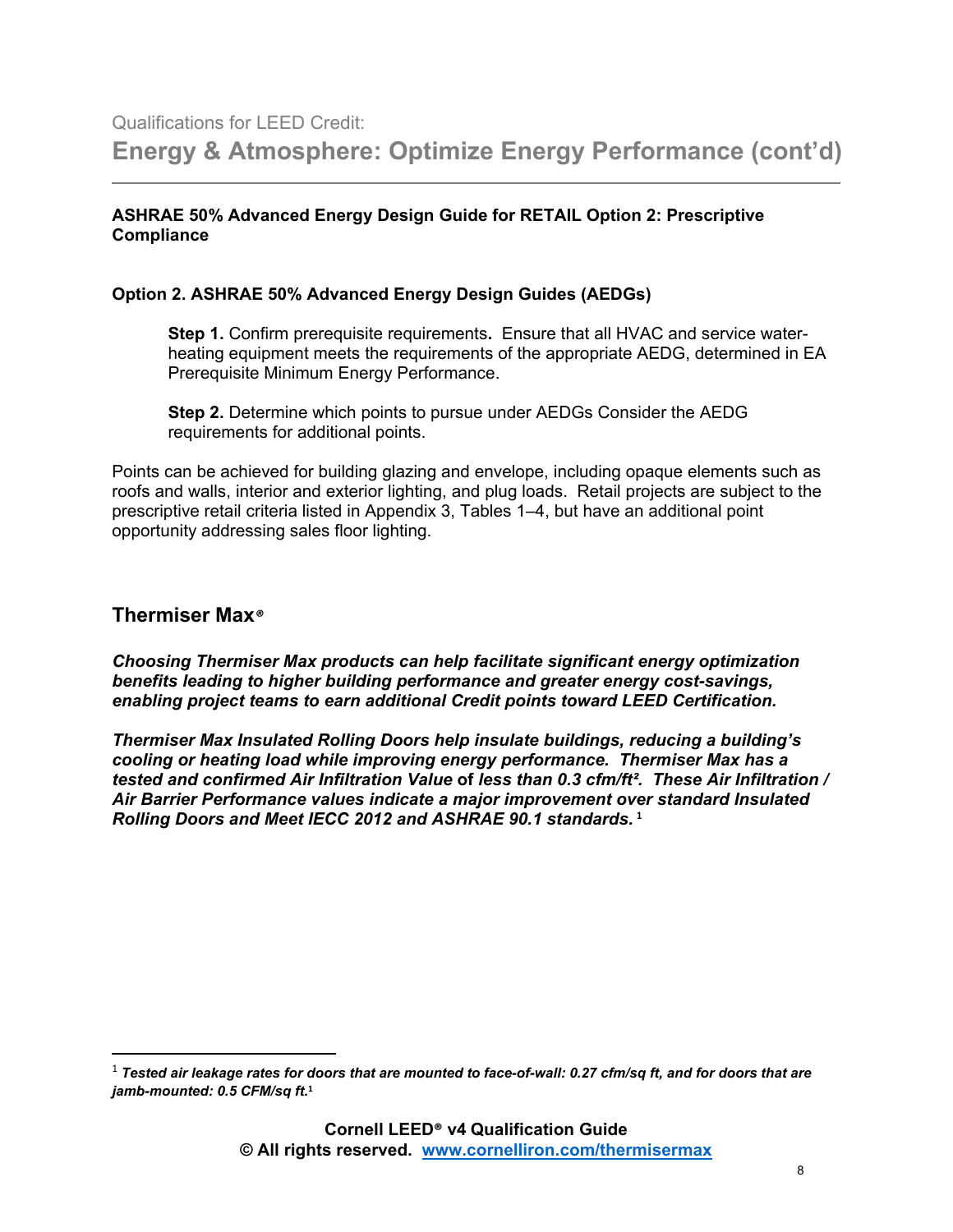Qualifications for LEED Credit:

# Energy & Atmosphere: Optimize Energy Performance (cont'd)

**ASHRAE 50% Advanced Energy Design Guide for RETAIL Option 2: Prescriptive Compliance**

**Option 2. ASHRAE 50% Advanced Energy Design Guides (AEDGs)**

> **Step 1.** Confirm prerequisite requirements**.** Ensure that all HVAC and service water-heating equipment meets the requirements of the appropriate AEDG, determined in EA Prerequisite Minimum Energy Performance.
>
> **Step 2.** Determine which points to pursue under AEDGs Consider the AEDG requirements for additional points.

Points can be achieved for building glazing and envelope, including opaque elements such as roofs and walls, interior and exterior lighting, and plug loads. Retail projects are subject to the prescriptive retail criteria listed in Appendix 3, Tables 1–4, but have an additional point opportunity addressing sales floor lighting.

## Thermiser Max®

***Choosing Thermiser Max products can help facilitate significant energy optimization benefits leading to higher building performance and greater energy cost-savings, enabling project teams to earn additional Credit points toward LEED Certification.***

***Thermiser Max Insulated Rolling Doors help insulate buildings, reducing a building's cooling or heating load while improving energy performance. Thermiser Max has a tested and confirmed Air Infiltration Value of less than 0.3 cfm/ft². These Air Infiltration / Air Barrier Performance values indicate a major improvement over standard Insulated Rolling Doors and Meet IECC 2012 and ASHRAE 90.1 standards.*** [1]

---

[1] ***Tested air leakage rates for doors that are mounted to face-of-wall: 0.27 cfm/sq ft, and for doors that are jamb-mounted: 0.5 CFM/sq ft.***[1]

**Cornell LEED® v4 Qualification Guide**
**© All rights reserved. [www.cornelliron.com/thermisermax](www.cornelliron.com/thermisermax)**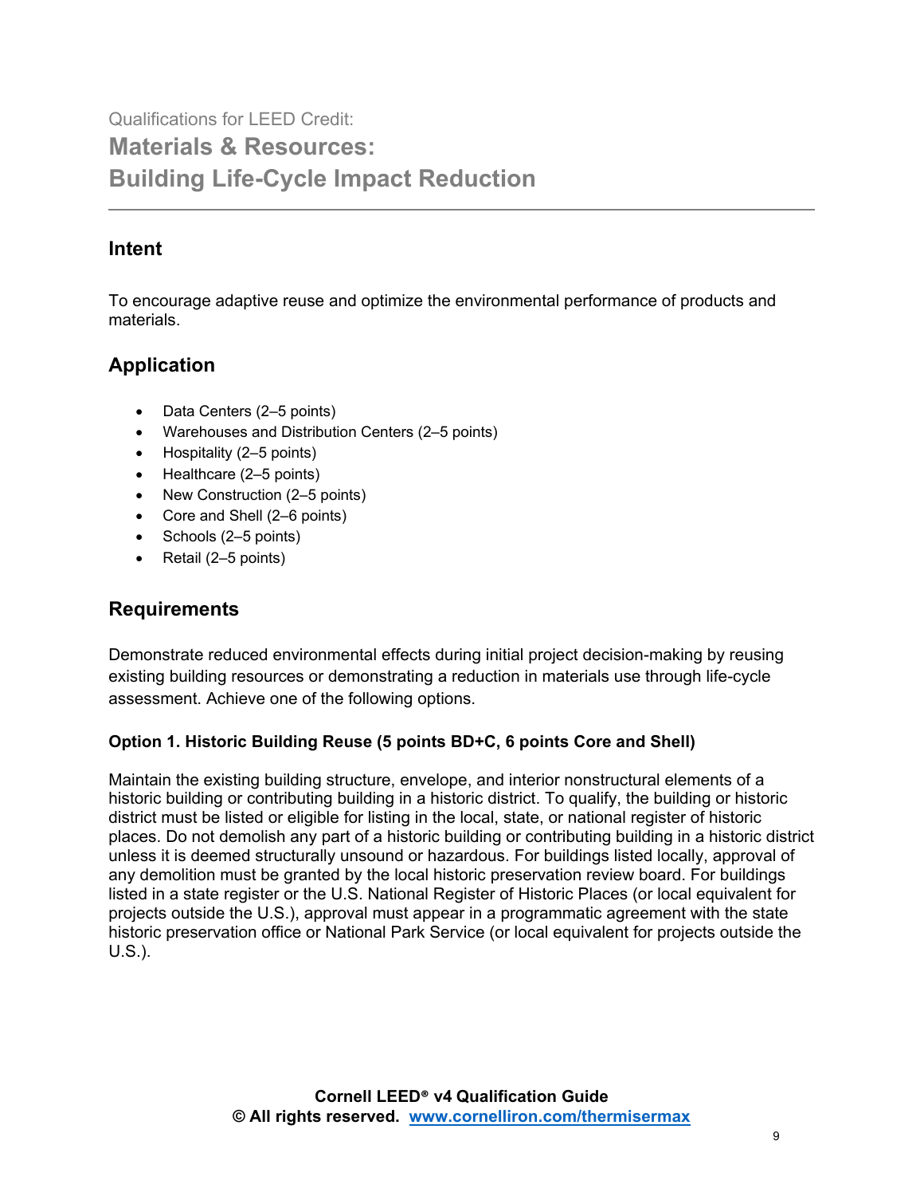Qualifications for LEED Credit:

# Materials & Resources: Building Life-Cycle Impact Reduction

## Intent

To encourage adaptive reuse and optimize the environmental performance of products and materials.

## Application

- Data Centers (2–5 points)
- Warehouses and Distribution Centers (2–5 points)
- Hospitality (2–5 points)
- Healthcare (2–5 points)
- New Construction (2–5 points)
- Core and Shell (2–6 points)
- Schools (2–5 points)
- Retail (2–5 points)

## Requirements

Demonstrate reduced environmental effects during initial project decision-making by reusing existing building resources or demonstrating a reduction in materials use through life-cycle assessment. Achieve one of the following options.

### Option 1. Historic Building Reuse (5 points BD+C, 6 points Core and Shell)

Maintain the existing building structure, envelope, and interior nonstructural elements of a historic building or contributing building in a historic district. To qualify, the building or historic district must be listed or eligible for listing in the local, state, or national register of historic places. Do not demolish any part of a historic building or contributing building in a historic district unless it is deemed structurally unsound or hazardous. For buildings listed locally, approval of any demolition must be granted by the local historic preservation review board. For buildings listed in a state register or the U.S. National Register of Historic Places (or local equivalent for projects outside the U.S.), approval must appear in a programmatic agreement with the state historic preservation office or National Park Service (or local equivalent for projects outside the U.S.).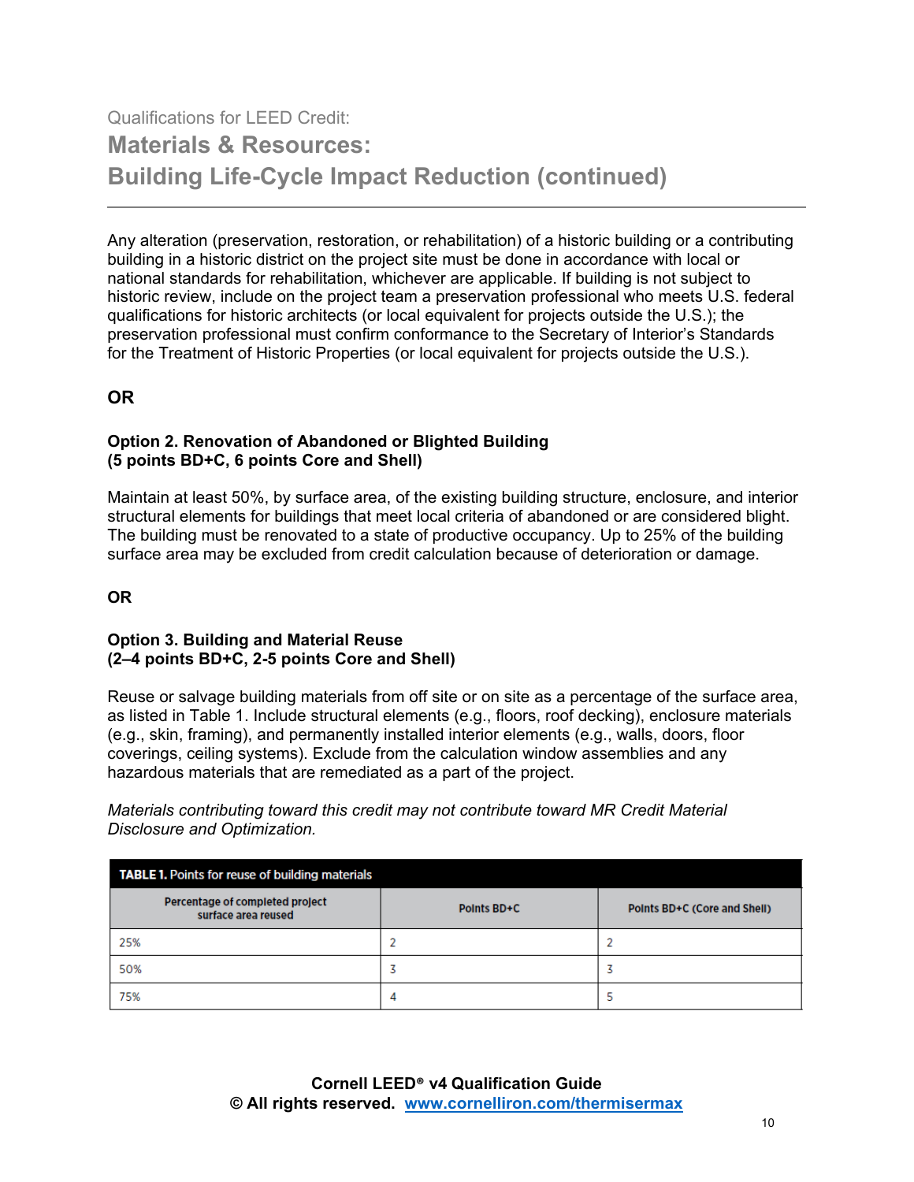Qualifications for LEED Credit:

# Materials & Resources: Building Life-Cycle Impact Reduction (continued)

Any alteration (preservation, restoration, or rehabilitation) of a historic building or a contributing building in a historic district on the project site must be done in accordance with local or national standards for rehabilitation, whichever are applicable. If building is not subject to historic review, include on the project team a preservation professional who meets U.S. federal qualifications for historic architects (or local equivalent for projects outside the U.S.); the preservation professional must confirm conformance to the Secretary of Interior's Standards for the Treatment of Historic Properties (or local equivalent for projects outside the U.S.).

**OR**

**Option 2. Renovation of Abandoned or Blighted Building (5 points BD+C, 6 points Core and Shell)**

Maintain at least 50%, by surface area, of the existing building structure, enclosure, and interior structural elements for buildings that meet local criteria of abandoned or are considered blight. The building must be renovated to a state of productive occupancy. Up to 25% of the building surface area may be excluded from credit calculation because of deterioration or damage.

**OR**

**Option 3. Building and Material Reuse (2–4 points BD+C, 2-5 points Core and Shell)**

Reuse or salvage building materials from off site or on site as a percentage of the surface area, as listed in Table 1. Include structural elements (e.g., floors, roof decking), enclosure materials (e.g., skin, framing), and permanently installed interior elements (e.g., walls, doors, floor coverings, ceiling systems). Exclude from the calculation window assemblies and any hazardous materials that are remediated as a part of the project.

*Materials contributing toward this credit may not contribute toward MR Credit Material Disclosure and Optimization.*

**TABLE 1.** Points for reuse of building materials

| Percentage of completed project surface area reused | Points BD+C | Points BD+C (Core and Shell) |
|---|---|---|
| 25% | 2 | 2 |
| 50% | 3 | 3 |
| 75% | 4 | 5 |

**Cornell LEED® v4 Qualification Guide**
**© All rights reserved. [www.cornelliron.com/thermisermax](www.cornelliron.com/thermisermax)**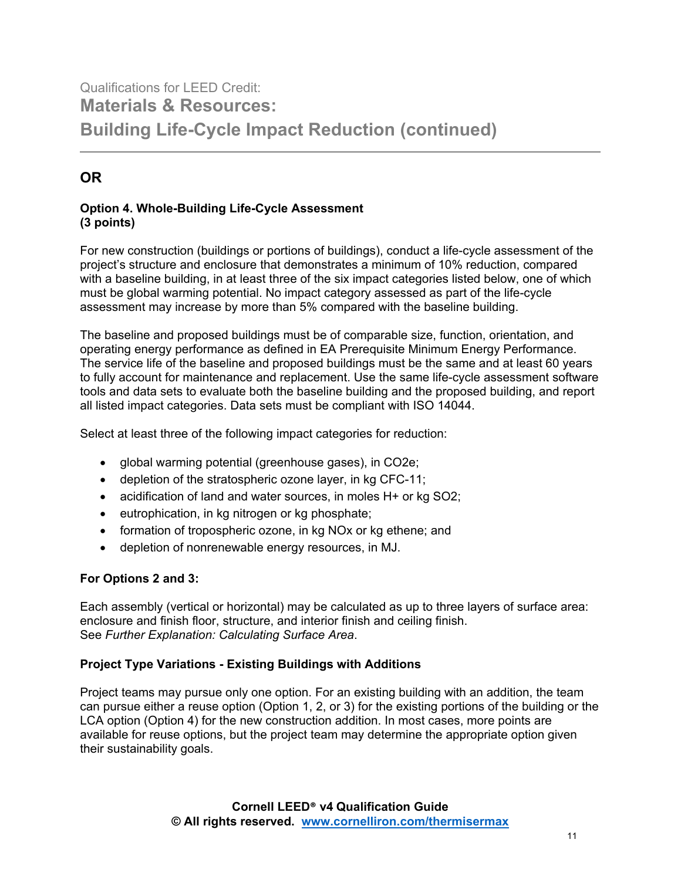Qualifications for LEED Credit:

## Materials & Resources: Building Life-Cycle Impact Reduction (continued)

---

## OR

**Option 4. Whole-Building Life-Cycle Assessment**
**(3 points)**

For new construction (buildings or portions of buildings), conduct a life-cycle assessment of the project's structure and enclosure that demonstrates a minimum of 10% reduction, compared with a baseline building, in at least three of the six impact categories listed below, one of which must be global warming potential. No impact category assessed as part of the life-cycle assessment may increase by more than 5% compared with the baseline building.

The baseline and proposed buildings must be of comparable size, function, orientation, and operating energy performance as defined in EA Prerequisite Minimum Energy Performance. The service life of the baseline and proposed buildings must be the same and at least 60 years to fully account for maintenance and replacement. Use the same life-cycle assessment software tools and data sets to evaluate both the baseline building and the proposed building, and report all listed impact categories. Data sets must be compliant with ISO 14044.

Select at least three of the following impact categories for reduction:

- global warming potential (greenhouse gases), in $CO_2e$;
- depletion of the stratospheric ozone layer, in kg CFC-11;
- acidification of land and water sources, in moles $H^+$ or kg $SO_2$;
- eutrophication, in kg nitrogen or kg phosphate;
- formation of tropospheric ozone, in kg $NO_x$ or kg ethene; and
- depletion of nonrenewable energy resources, in MJ.

**For Options 2 and 3:**

Each assembly (vertical or horizontal) may be calculated as up to three layers of surface area: enclosure and finish floor, structure, and interior finish and ceiling finish.
See *Further Explanation: Calculating Surface Area*.

**Project Type Variations - Existing Buildings with Additions**

Project teams may pursue only one option. For an existing building with an addition, the team can pursue either a reuse option (Option 1, 2, or 3) for the existing portions of the building or the LCA option (Option 4) for the new construction addition. In most cases, more points are available for reuse options, but the project team may determine the appropriate option given their sustainability goals.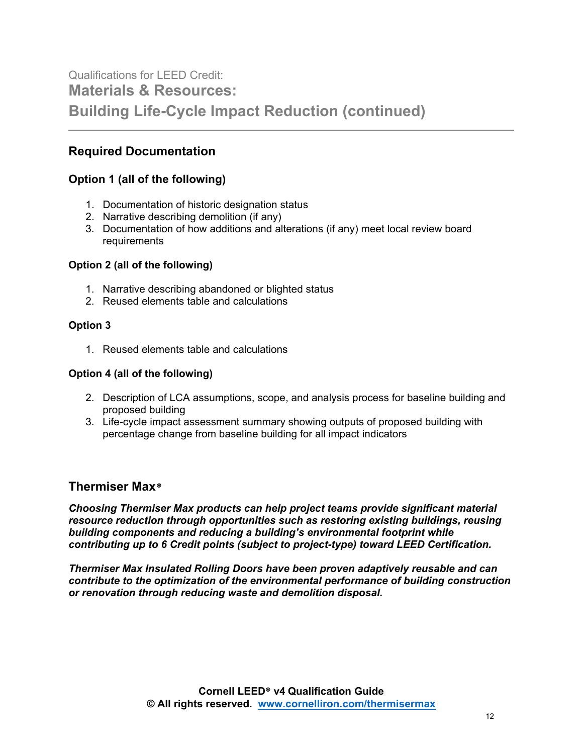Qualifications for LEED Credit:

## Materials & Resources: Building Life-Cycle Impact Reduction (continued)

### Required Documentation

#### Option 1 (all of the following)

1. Documentation of historic designation status
2. Narrative describing demolition (if any)
3. Documentation of how additions and alterations (if any) meet local review board requirements

#### Option 2 (all of the following)

1. Narrative describing abandoned or blighted status
2. Reused elements table and calculations

#### Option 3

1. Reused elements table and calculations

#### Option 4 (all of the following)

2. Description of LCA assumptions, scope, and analysis process for baseline building and proposed building
3. Life-cycle impact assessment summary showing outputs of proposed building with percentage change from baseline building for all impact indicators

### Thermiser Max®

***Choosing Thermiser Max products can help project teams provide significant material resource reduction through opportunities such as restoring existing buildings, reusing building components and reducing a building's environmental footprint while contributing up to 6 Credit points (subject to project-type) toward LEED Certification.***

***Thermiser Max Insulated Rolling Doors have been proven adaptively reusable and can contribute to the optimization of the environmental performance of building construction or renovation through reducing waste and demolition disposal.***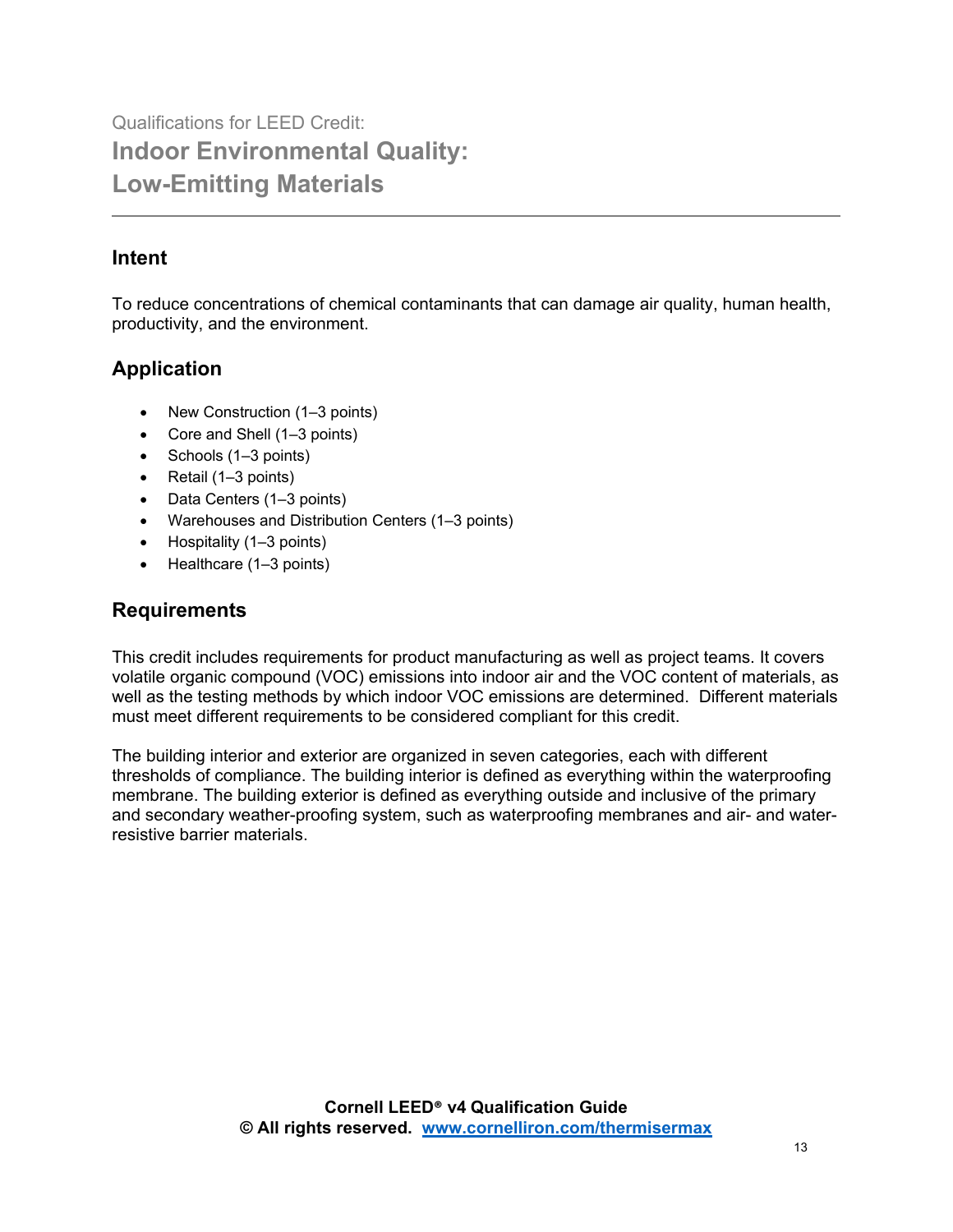Qualifications for LEED Credit:

# Indoor Environmental Quality: Low-Emitting Materials

## Intent

To reduce concentrations of chemical contaminants that can damage air quality, human health, productivity, and the environment.

## Application

- New Construction (1–3 points)
- Core and Shell (1–3 points)
- Schools (1–3 points)
- Retail (1–3 points)
- Data Centers (1–3 points)
- Warehouses and Distribution Centers (1–3 points)
- Hospitality (1–3 points)
- Healthcare (1–3 points)

## Requirements

This credit includes requirements for product manufacturing as well as project teams. It covers volatile organic compound (VOC) emissions into indoor air and the VOC content of materials, as well as the testing methods by which indoor VOC emissions are determined. Different materials must meet different requirements to be considered compliant for this credit.

The building interior and exterior are organized in seven categories, each with different thresholds of compliance. The building interior is defined as everything within the waterproofing membrane. The building exterior is defined as everything outside and inclusive of the primary and secondary weather-proofing system, such as waterproofing membranes and air- and water-resistive barrier materials.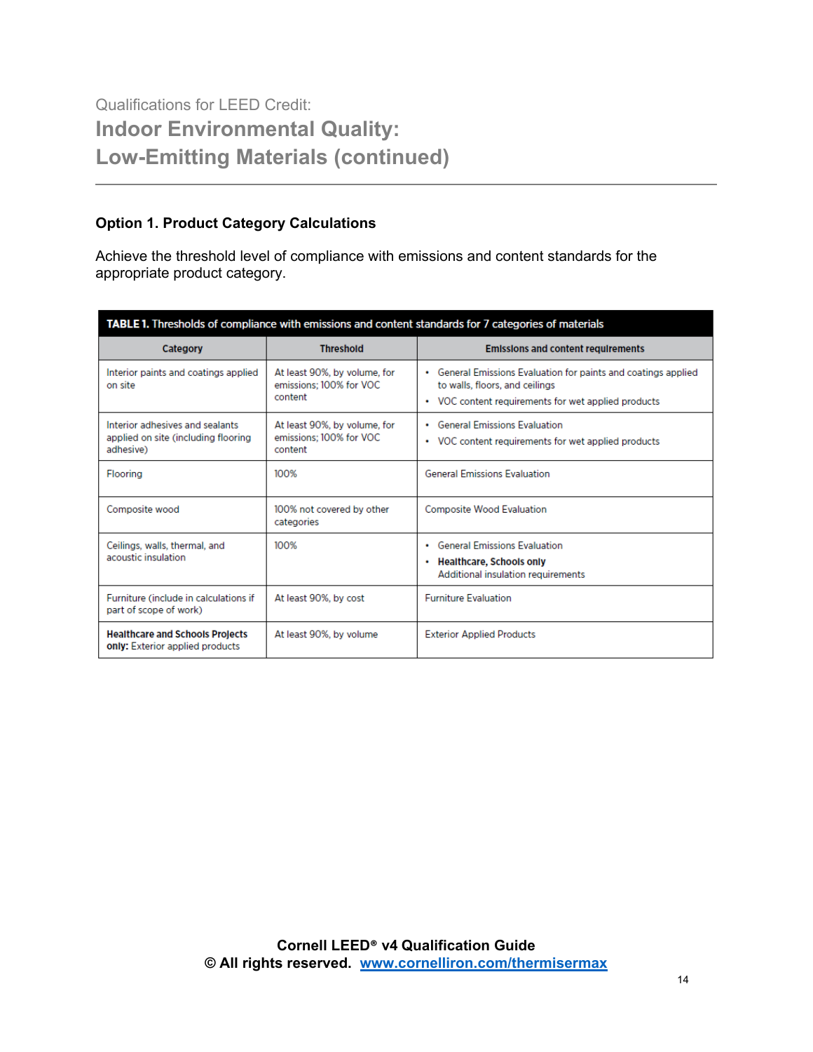Qualifications for LEED Credit:

# Indoor Environmental Quality: Low-Emitting Materials (continued)

## Option 1. Product Category Calculations

Achieve the threshold level of compliance with emissions and content standards for the appropriate product category.

**TABLE 1.** Thresholds of compliance with emissions and content standards for 7 categories of materials

| Category | Threshold | Emissions and content requirements |
|---|---|---|
| Interior paints and coatings applied on site | At least 90%, by volume, for emissions; 100% for VOC content | • General Emissions Evaluation for paints and coatings applied to walls, floors, and ceilings<br>• VOC content requirements for wet applied products |
| Interior adhesives and sealants applied on site (including flooring adhesive) | At least 90%, by volume, for emissions; 100% for VOC content | • General Emissions Evaluation<br>• VOC content requirements for wet applied products |
| Flooring | 100% | General Emissions Evaluation |
| Composite wood | 100% not covered by other categories | Composite Wood Evaluation |
| Ceilings, walls, thermal, and acoustic insulation | 100% | • General Emissions Evaluation<br>• **Healthcare, Schools only** Additional insulation requirements |
| Furniture (include in calculations if part of scope of work) | At least 90%, by cost | Furniture Evaluation |
| **Healthcare and Schools Projects only:** Exterior applied products | At least 90%, by volume | Exterior Applied Products |

**Cornell LEED® v4 Qualification Guide**
**© All rights reserved.** [www.cornelliron.com/thermisermax](www.cornelliron.com/thermisermax)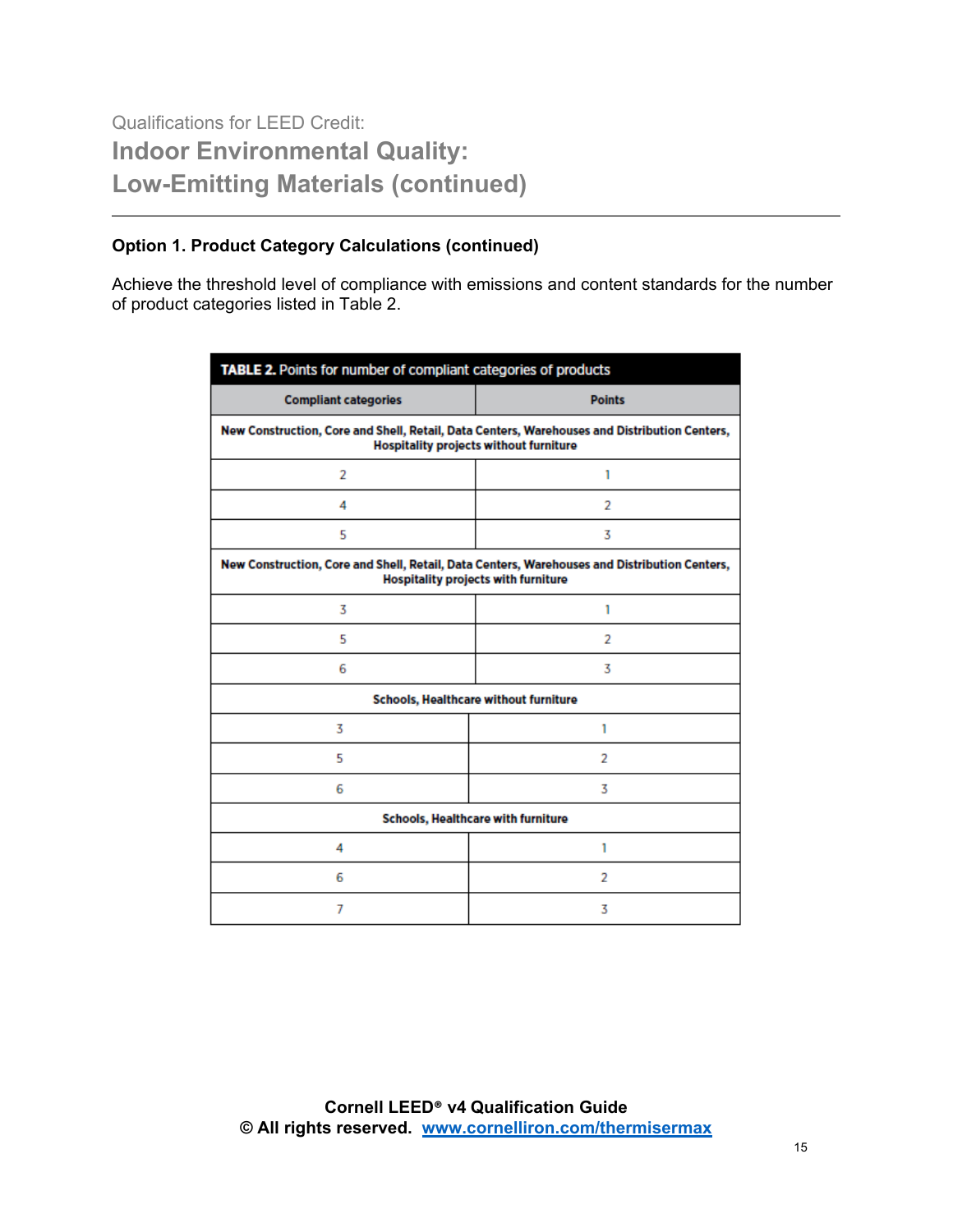Qualifications for LEED Credit:

# Indoor Environmental Quality: Low-Emitting Materials (continued)

## Option 1. Product Category Calculations (continued)

Achieve the threshold level of compliance with emissions and content standards for the number of product categories listed in Table 2.

**TABLE 2.** Points for number of compliant categories of products

| Compliant categories | Points |
|---|---|
| **New Construction, Core and Shell, Retail, Data Centers, Warehouses and Distribution Centers, Hospitality projects without furniture** | |
| 2 | 1 |
| 4 | 2 |
| 5 | 3 |
| **New Construction, Core and Shell, Retail, Data Centers, Warehouses and Distribution Centers, Hospitality projects with furniture** | |
| 3 | 1 |
| 5 | 2 |
| 6 | 3 |
| **Schools, Healthcare without furniture** | |
| 3 | 1 |
| 5 | 2 |
| 6 | 3 |
| **Schools, Healthcare with furniture** | |
| 4 | 1 |
| 6 | 2 |
| 7 | 3 |

**Cornell LEED® v4 Qualification Guide**
**© All rights reserved.** [www.cornelliron.com/thermisermax](http://www.cornelliron.com/thermisermax)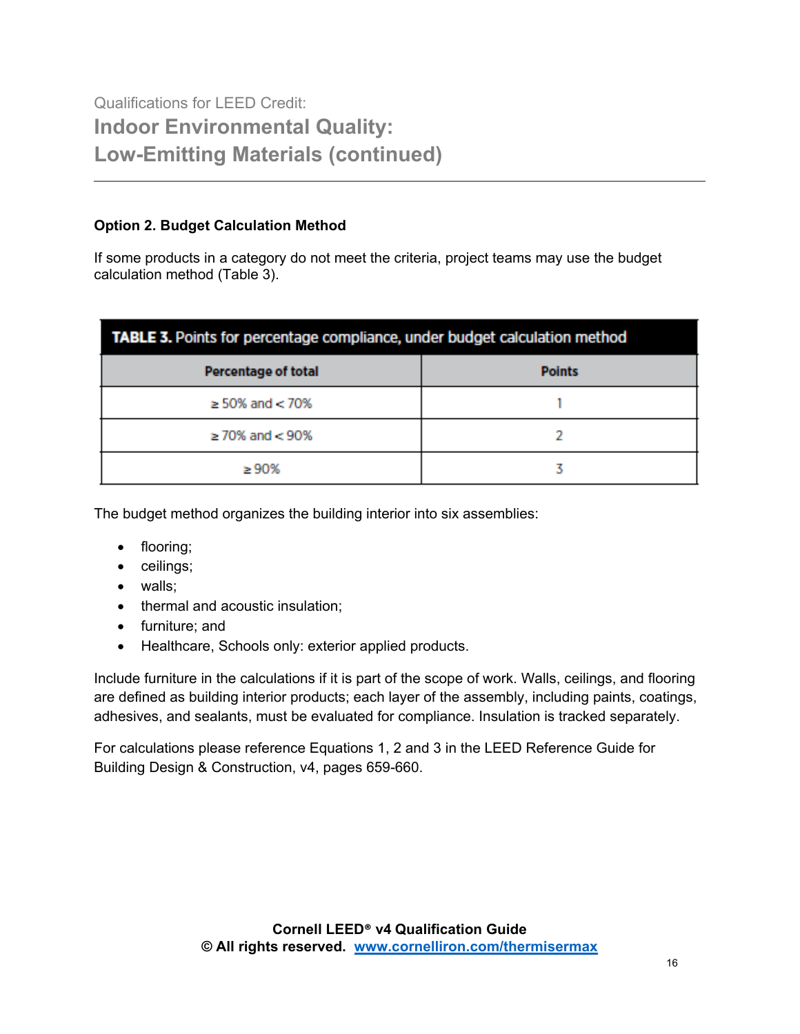Qualifications for LEED Credit:

# Indoor Environmental Quality: Low-Emitting Materials (continued)

**Option 2. Budget Calculation Method**

If some products in a category do not meet the criteria, project teams may use the budget calculation method (Table 3).

**TABLE 3.** Points for percentage compliance, under budget calculation method

| Percentage of total | Points |
|---|---|
| ≥ 50% and < 70% | 1 |
| ≥ 70% and < 90% | 2 |
| ≥ 90% | 3 |

The budget method organizes the building interior into six assemblies:

- flooring;
- ceilings;
- walls;
- thermal and acoustic insulation;
- furniture; and
- Healthcare, Schools only: exterior applied products.

Include furniture in the calculations if it is part of the scope of work. Walls, ceilings, and flooring are defined as building interior products; each layer of the assembly, including paints, coatings, adhesives, and sealants, must be evaluated for compliance. Insulation is tracked separately.

For calculations please reference Equations 1, 2 and 3 in the LEED Reference Guide for Building Design & Construction, v4, pages 659-660.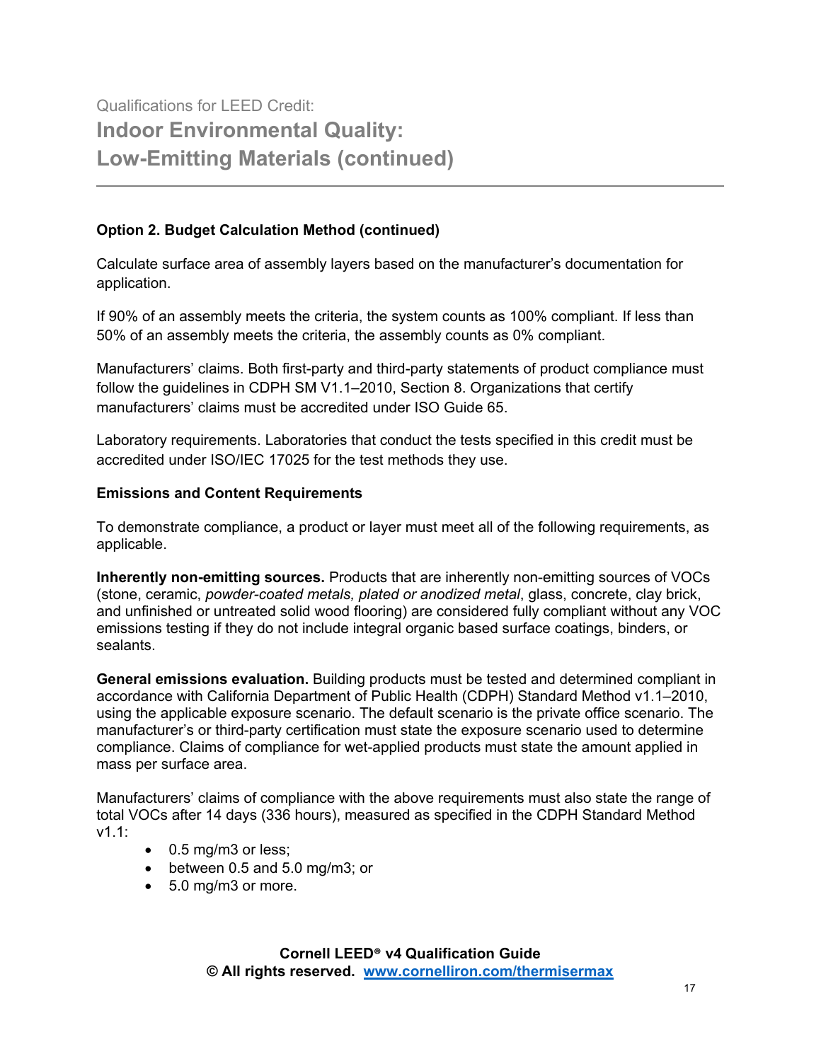Qualifications for LEED Credit:

# Indoor Environmental Quality: Low-Emitting Materials (continued)

**Option 2. Budget Calculation Method (continued)**

Calculate surface area of assembly layers based on the manufacturer's documentation for application.

If 90% of an assembly meets the criteria, the system counts as 100% compliant. If less than 50% of an assembly meets the criteria, the assembly counts as 0% compliant.

Manufacturers' claims. Both first-party and third-party statements of product compliance must follow the guidelines in CDPH SM V1.1–2010, Section 8. Organizations that certify manufacturers' claims must be accredited under ISO Guide 65.

Laboratory requirements. Laboratories that conduct the tests specified in this credit must be accredited under ISO/IEC 17025 for the test methods they use.

**Emissions and Content Requirements**

To demonstrate compliance, a product or layer must meet all of the following requirements, as applicable.

**Inherently non-emitting sources.** Products that are inherently non-emitting sources of VOCs (stone, ceramic, *powder-coated metals, plated or anodized metal*, glass, concrete, clay brick, and unfinished or untreated solid wood flooring) are considered fully compliant without any VOC emissions testing if they do not include integral organic based surface coatings, binders, or sealants.

**General emissions evaluation.** Building products must be tested and determined compliant in accordance with California Department of Public Health (CDPH) Standard Method v1.1–2010, using the applicable exposure scenario. The default scenario is the private office scenario. The manufacturer's or third-party certification must state the exposure scenario used to determine compliance. Claims of compliance for wet-applied products must state the amount applied in mass per surface area.

Manufacturers' claims of compliance with the above requirements must also state the range of total VOCs after 14 days (336 hours), measured as specified in the CDPH Standard Method v1.1:

- 0.5 mg/m3 or less;
- between 0.5 and 5.0 mg/m3; or
- 5.0 mg/m3 or more.

**Cornell LEED® v4 Qualification Guide**
**© All rights reserved. [www.cornelliron.com/thermisermax](http://www.cornelliron.com/thermisermax)**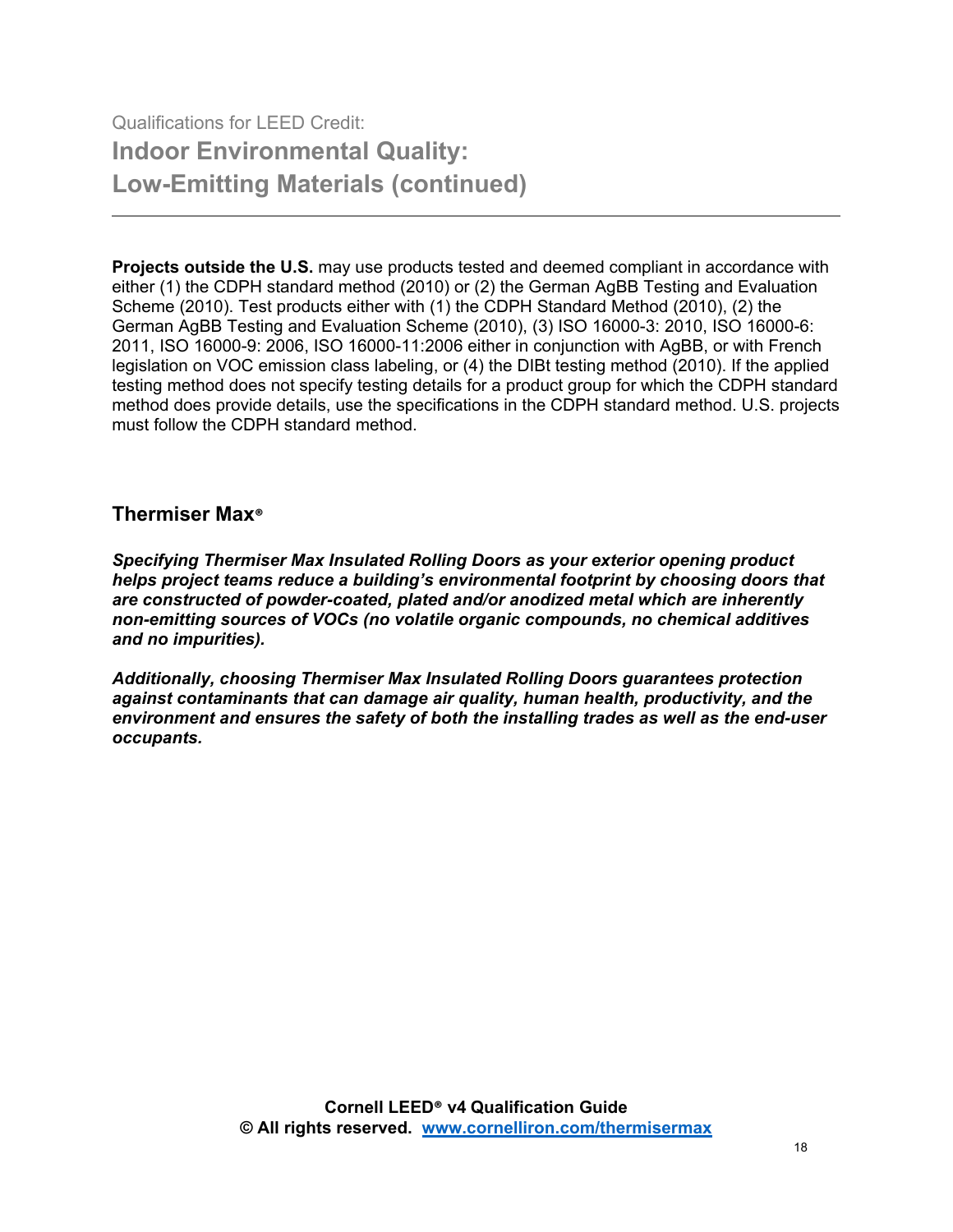Qualifications for LEED Credit:

## Indoor Environmental Quality: Low-Emitting Materials (continued)

**Projects outside the U.S.** may use products tested and deemed compliant in accordance with either (1) the CDPH standard method (2010) or (2) the German AgBB Testing and Evaluation Scheme (2010). Test products either with (1) the CDPH Standard Method (2010), (2) the German AgBB Testing and Evaluation Scheme (2010), (3) ISO 16000-3: 2010, ISO 16000-6: 2011, ISO 16000-9: 2006, ISO 16000-11:2006 either in conjunction with AgBB, or with French legislation on VOC emission class labeling, or (4) the DIBt testing method (2010). If the applied testing method does not specify testing details for a product group for which the CDPH standard method does provide details, use the specifications in the CDPH standard method. U.S. projects must follow the CDPH standard method.

### Thermiser Max®

***Specifying Thermiser Max Insulated Rolling Doors as your exterior opening product helps project teams reduce a building's environmental footprint by choosing doors that are constructed of powder-coated, plated and/or anodized metal which are inherently non-emitting sources of VOCs (no volatile organic compounds, no chemical additives and no impurities).***

***Additionally, choosing Thermiser Max Insulated Rolling Doors guarantees protection against contaminants that can damage air quality, human health, productivity, and the environment and ensures the safety of both the installing trades as well as the end-user occupants.***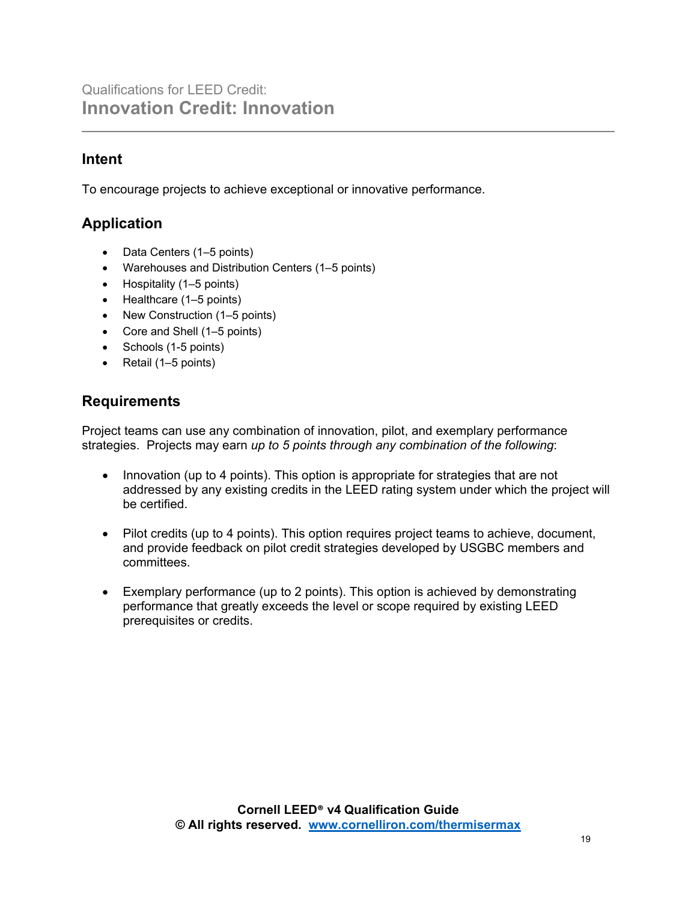Qualifications for LEED Credit:

# Innovation Credit: Innovation

## Intent

To encourage projects to achieve exceptional or innovative performance.

## Application

- Data Centers (1–5 points)
- Warehouses and Distribution Centers (1–5 points)
- Hospitality (1–5 points)
- Healthcare (1–5 points)
- New Construction (1–5 points)
- Core and Shell (1–5 points)
- Schools (1-5 points)
- Retail (1–5 points)

## Requirements

Project teams can use any combination of innovation, pilot, and exemplary performance strategies. Projects may earn *up to 5 points through any combination of the following*:

- Innovation (up to 4 points). This option is appropriate for strategies that are not addressed by any existing credits in the LEED rating system under which the project will be certified.

- Pilot credits (up to 4 points). This option requires project teams to achieve, document, and provide feedback on pilot credit strategies developed by USGBC members and committees.

- Exemplary performance (up to 2 points). This option is achieved by demonstrating performance that greatly exceeds the level or scope required by existing LEED prerequisites or credits.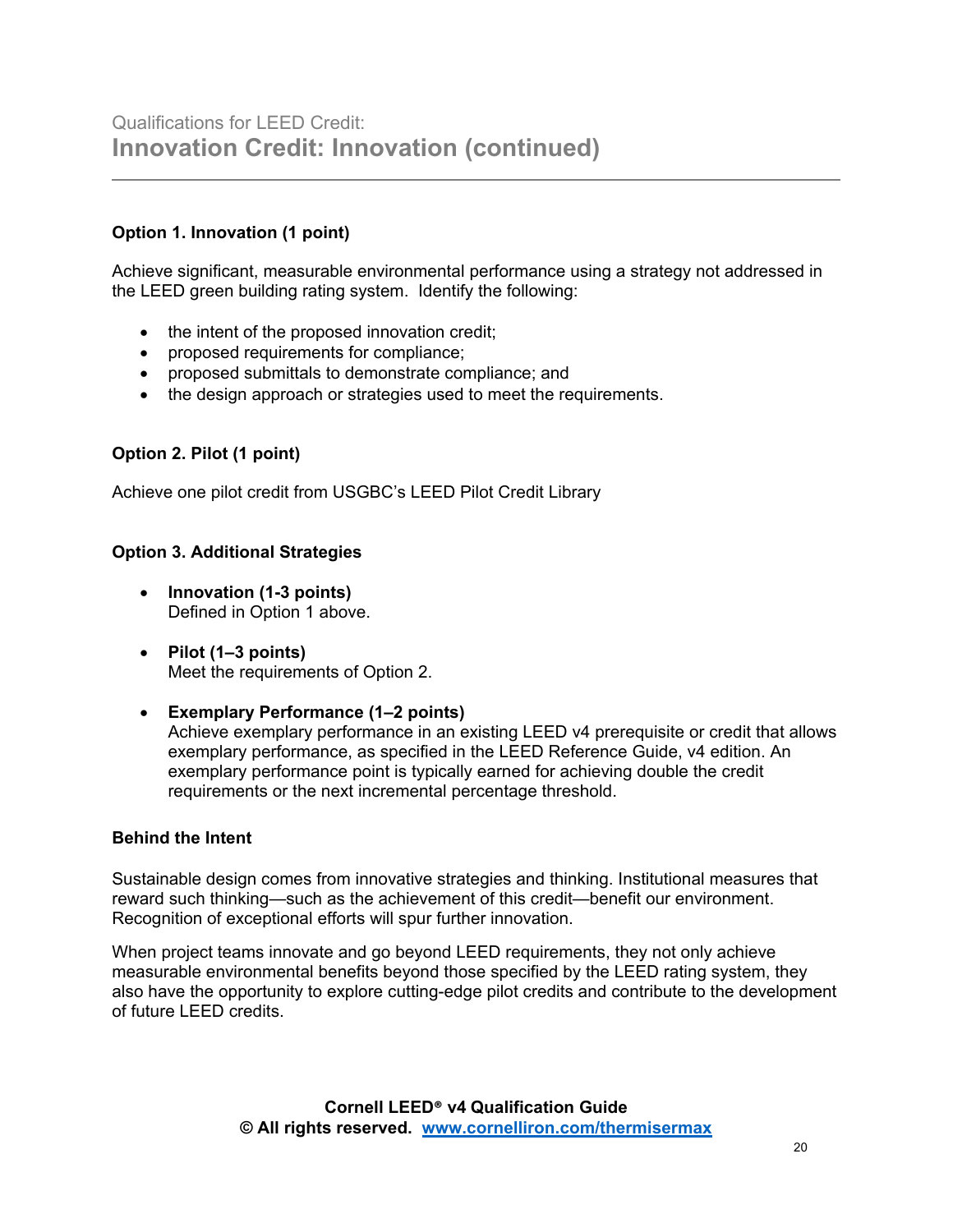Qualifications for LEED Credit:

## Innovation Credit: Innovation (continued)

**Option 1. Innovation (1 point)**

Achieve significant, measurable environmental performance using a strategy not addressed in the LEED green building rating system. Identify the following:

- the intent of the proposed innovation credit;
- proposed requirements for compliance;
- proposed submittals to demonstrate compliance; and
- the design approach or strategies used to meet the requirements.

**Option 2. Pilot (1 point)**

Achieve one pilot credit from USGBC's LEED Pilot Credit Library

**Option 3. Additional Strategies**

- **Innovation (1-3 points)**
  Defined in Option 1 above.

- **Pilot (1–3 points)**
  Meet the requirements of Option 2.

- **Exemplary Performance (1–2 points)**
  Achieve exemplary performance in an existing LEED v4 prerequisite or credit that allows exemplary performance, as specified in the LEED Reference Guide, v4 edition. An exemplary performance point is typically earned for achieving double the credit requirements or the next incremental percentage threshold.

**Behind the Intent**

Sustainable design comes from innovative strategies and thinking. Institutional measures that reward such thinking—such as the achievement of this credit—benefit our environment. Recognition of exceptional efforts will spur further innovation.

When project teams innovate and go beyond LEED requirements, they not only achieve measurable environmental benefits beyond those specified by the LEED rating system, they also have the opportunity to explore cutting-edge pilot credits and contribute to the development of future LEED credits.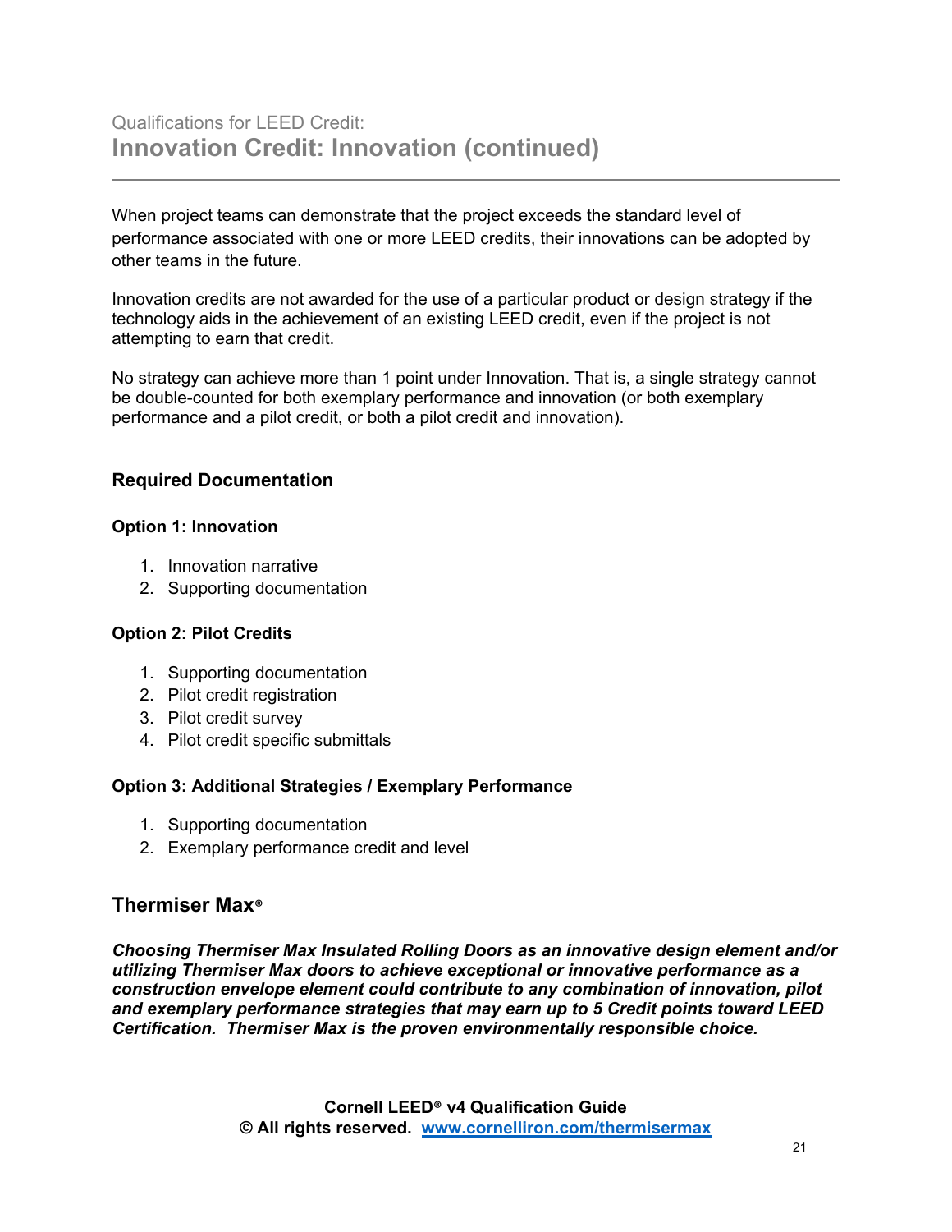Qualifications for LEED Credit:

## Innovation Credit: Innovation (continued)

When project teams can demonstrate that the project exceeds the standard level of performance associated with one or more LEED credits, their innovations can be adopted by other teams in the future.

Innovation credits are not awarded for the use of a particular product or design strategy if the technology aids in the achievement of an existing LEED credit, even if the project is not attempting to earn that credit.

No strategy can achieve more than 1 point under Innovation. That is, a single strategy cannot be double-counted for both exemplary performance and innovation (or both exemplary performance and a pilot credit, or both a pilot credit and innovation).

### Required Documentation

#### Option 1: Innovation

1. Innovation narrative
2. Supporting documentation

#### Option 2: Pilot Credits

1. Supporting documentation
2. Pilot credit registration
3. Pilot credit survey
4. Pilot credit specific submittals

#### Option 3: Additional Strategies / Exemplary Performance

1. Supporting documentation
2. Exemplary performance credit and level

### Thermiser Max®

***Choosing Thermiser Max Insulated Rolling Doors as an innovative design element and/or utilizing Thermiser Max doors to achieve exceptional or innovative performance as a construction envelope element could contribute to any combination of innovation, pilot and exemplary performance strategies that may earn up to 5 Credit points toward LEED Certification. Thermiser Max is the proven environmentally responsible choice.***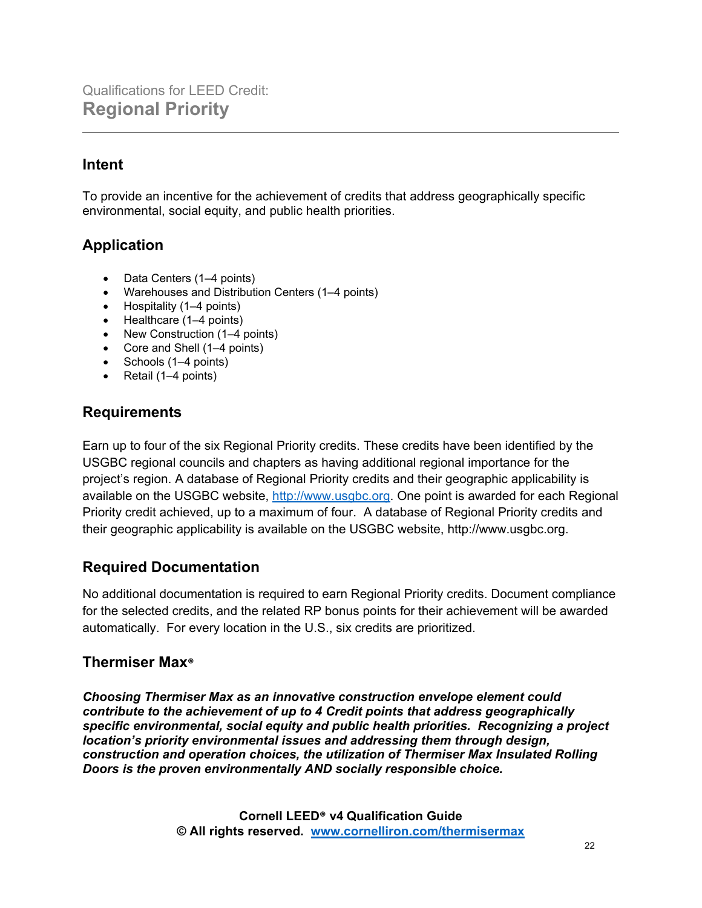Qualifications for LEED Credit:
# Regional Priority

## Intent

To provide an incentive for the achievement of credits that address geographically specific environmental, social equity, and public health priorities.

## Application

- Data Centers (1–4 points)
- Warehouses and Distribution Centers (1–4 points)
- Hospitality (1–4 points)
- Healthcare (1–4 points)
- New Construction (1–4 points)
- Core and Shell (1–4 points)
- Schools (1–4 points)
- Retail (1–4 points)

## Requirements

Earn up to four of the six Regional Priority credits. These credits have been identified by the USGBC regional councils and chapters as having additional regional importance for the project's region. A database of Regional Priority credits and their geographic applicability is available on the USGBC website, http://www.usgbc.org. One point is awarded for each Regional Priority credit achieved, up to a maximum of four. A database of Regional Priority credits and their geographic applicability is available on the USGBC website, http://www.usgbc.org.

## Required Documentation

No additional documentation is required to earn Regional Priority credits. Document compliance for the selected credits, and the related RP bonus points for their achievement will be awarded automatically. For every location in the U.S., six credits are prioritized.

## Thermiser Max®

***Choosing Thermiser Max as an innovative construction envelope element could contribute to the achievement of up to 4 Credit points that address geographically specific environmental, social equity and public health priorities. Recognizing a project location's priority environmental issues and addressing them through design, construction and operation choices, the utilization of Thermiser Max Insulated Rolling Doors is the proven environmentally AND socially responsible choice.***

**Cornell LEED® v4 Qualification Guide**
**© All rights reserved. www.cornelliron.com/thermisermax**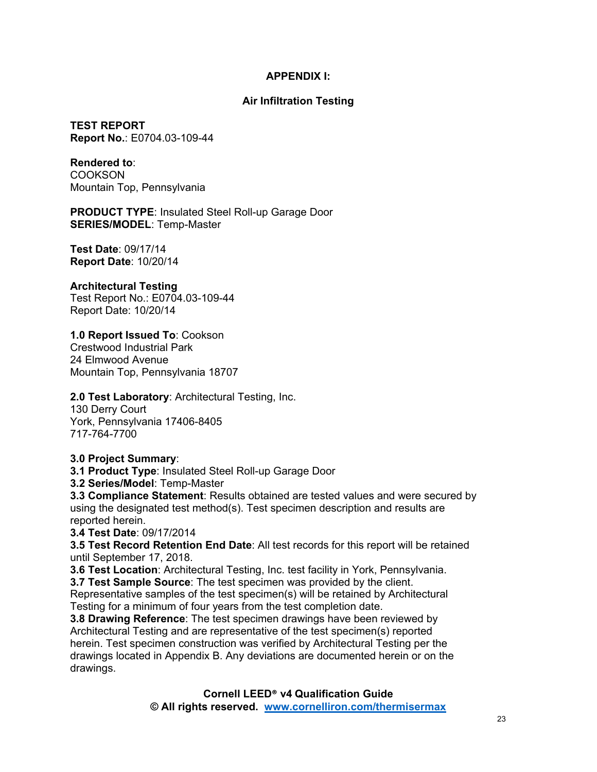## APPENDIX I:

### Air Infiltration Testing

**TEST REPORT**
**Report No.**: E0704.03-109-44

**Rendered to**:
COOKSON
Mountain Top, Pennsylvania

**PRODUCT TYPE**: Insulated Steel Roll-up Garage Door
**SERIES/MODEL**: Temp-Master

**Test Date**: 09/17/14
**Report Date**: 10/20/14

**Architectural Testing**
Test Report No.: E0704.03-109-44
Report Date: 10/20/14

**1.0 Report Issued To**: Cookson
Crestwood Industrial Park
24 Elmwood Avenue
Mountain Top, Pennsylvania 18707

**2.0 Test Laboratory**: Architectural Testing, Inc.
130 Derry Court
York, Pennsylvania 17406-8405
717-764-7700

**3.0 Project Summary**:
**3.1 Product Type**: Insulated Steel Roll-up Garage Door
**3.2 Series/Model**: Temp-Master
**3.3 Compliance Statement**: Results obtained are tested values and were secured by using the designated test method(s). Test specimen description and results are reported herein.
**3.4 Test Date**: 09/17/2014
**3.5 Test Record Retention End Date**: All test records for this report will be retained until September 17, 2018.
**3.6 Test Location**: Architectural Testing, Inc. test facility in York, Pennsylvania.
**3.7 Test Sample Source**: The test specimen was provided by the client. Representative samples of the test specimen(s) will be retained by Architectural Testing for a minimum of four years from the test completion date.
**3.8 Drawing Reference**: The test specimen drawings have been reviewed by Architectural Testing and are representative of the test specimen(s) reported herein. Test specimen construction was verified by Architectural Testing per the drawings located in Appendix B. Any deviations are documented herein or on the drawings.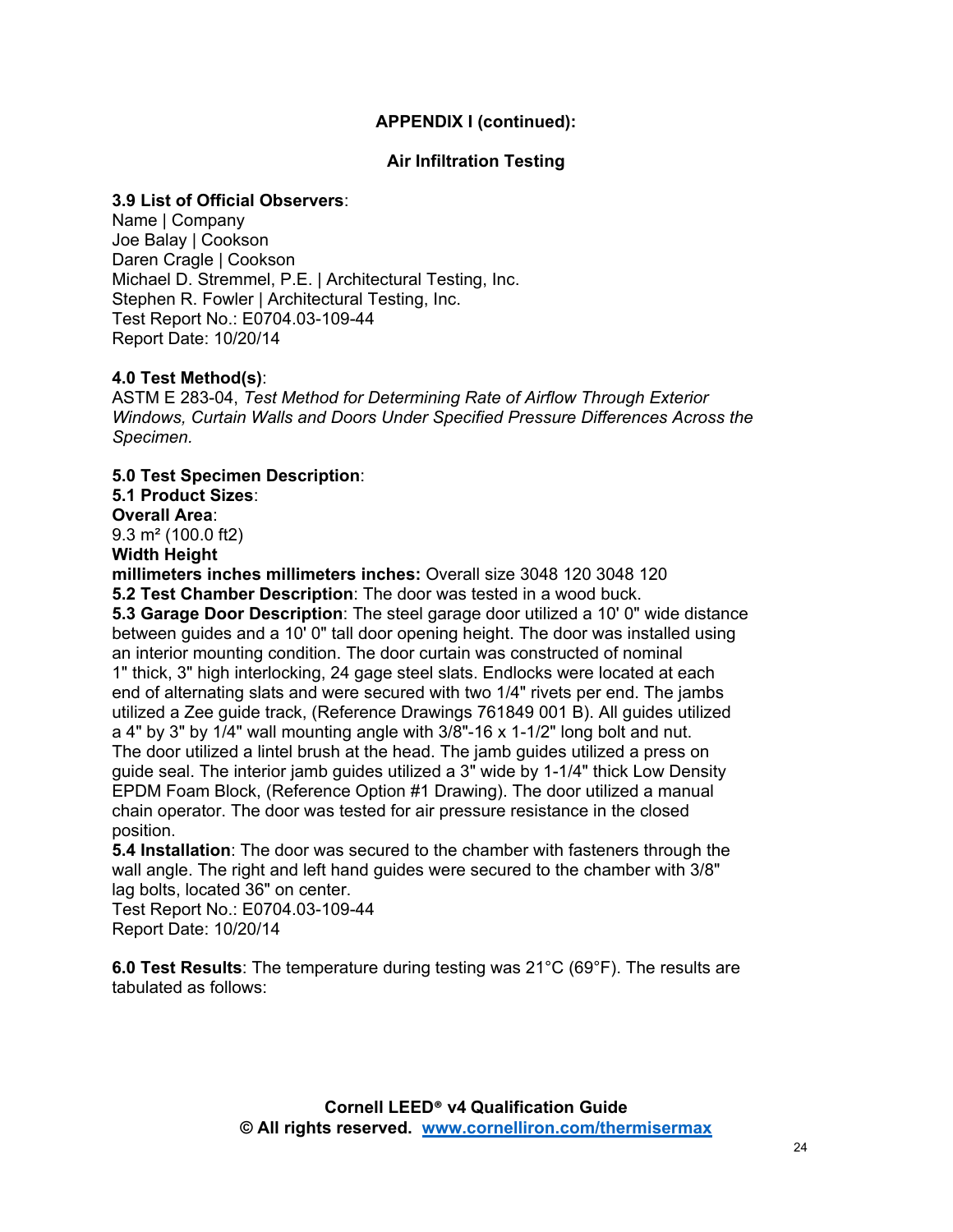**APPENDIX I (continued):**

**Air Infiltration Testing**

**3.9 List of Official Observers**:
Name | Company
Joe Balay | Cookson
Daren Cragle | Cookson
Michael D. Stremmel, P.E. | Architectural Testing, Inc.
Stephen R. Fowler | Architectural Testing, Inc.
Test Report No.: E0704.03-109-44
Report Date: 10/20/14

**4.0 Test Method(s)**:
ASTM E 283-04, *Test Method for Determining Rate of Airflow Through Exterior Windows, Curtain Walls and Doors Under Specified Pressure Differences Across the Specimen.*

**5.0 Test Specimen Description**:
**5.1 Product Sizes**:
**Overall Area**:
9.3 m² (100.0 ft2)
**Width Height**
**millimeters inches millimeters inches:** Overall size 3048 120 3048 120
**5.2 Test Chamber Description**: The door was tested in a wood buck.
**5.3 Garage Door Description**: The steel garage door utilized a 10' 0" wide distance between guides and a 10' 0" tall door opening height. The door was installed using an interior mounting condition. The door curtain was constructed of nominal 1" thick, 3" high interlocking, 24 gage steel slats. Endlocks were located at each end of alternating slats and were secured with two 1/4" rivets per end. The jambs utilized a Zee guide track, (Reference Drawings 761849 001 B). All guides utilized a 4" by 3" by 1/4" wall mounting angle with 3/8"-16 x 1-1/2" long bolt and nut. The door utilized a lintel brush at the head. The jamb guides utilized a press on guide seal. The interior jamb guides utilized a 3" wide by 1-1/4" thick Low Density EPDM Foam Block, (Reference Option #1 Drawing). The door utilized a manual chain operator. The door was tested for air pressure resistance in the closed position.
**5.4 Installation**: The door was secured to the chamber with fasteners through the wall angle. The right and left hand guides were secured to the chamber with 3/8" lag bolts, located 36" on center.
Test Report No.: E0704.03-109-44
Report Date: 10/20/14

**6.0 Test Results**: The temperature during testing was 21°C (69°F). The results are tabulated as follows: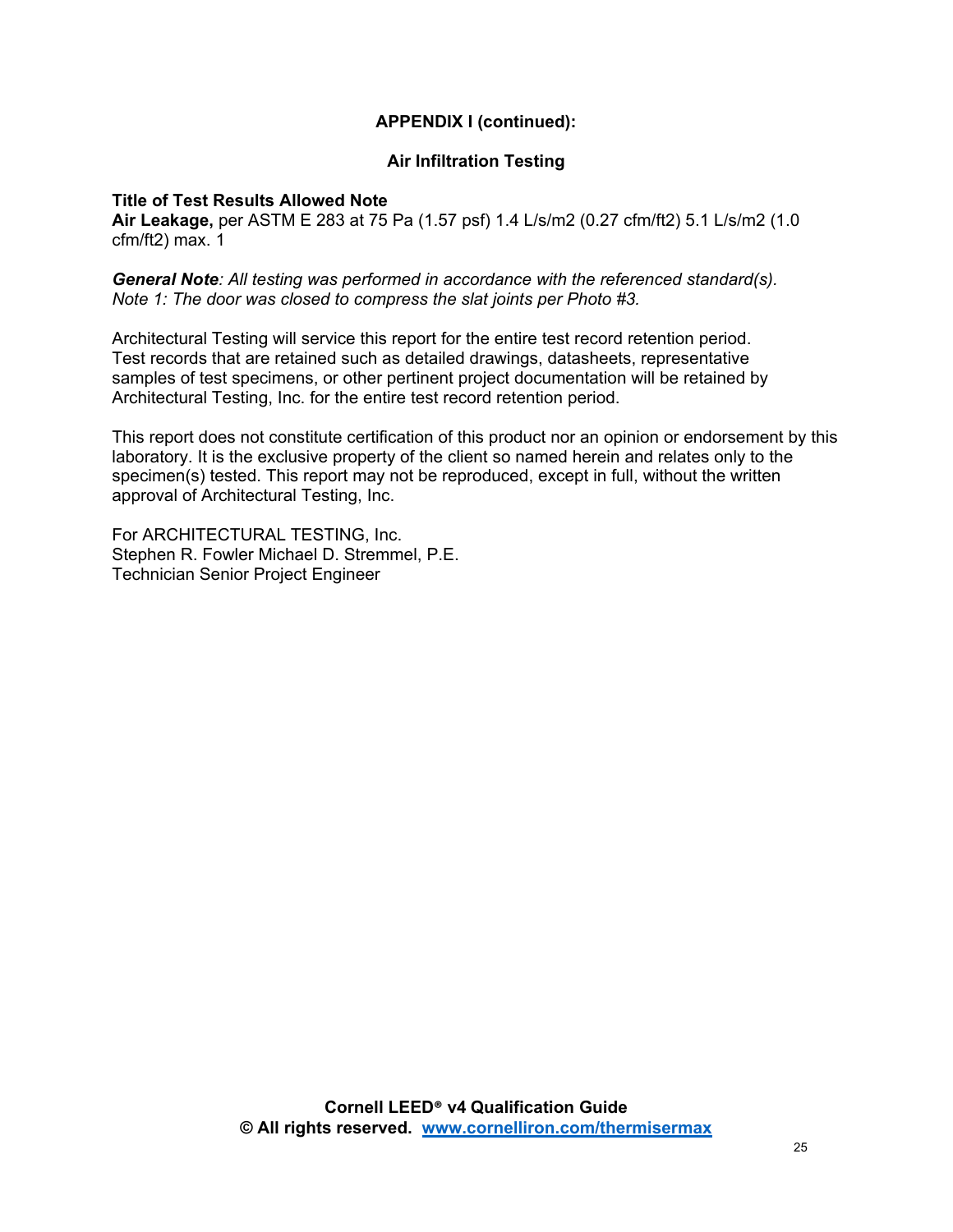**APPENDIX I (continued):**

**Air Infiltration Testing**

| Title of Test | Results | Allowed | Note |
|---|---|---|---|
| **Air Leakage,** per ASTM E 283 at 75 Pa (1.57 psf) | 1.4 L/s/m2 (0.27 cfm/ft2) | 5.1 L/s/m2 (1.0 cfm/ft2) max. | 1 |

***General Note**: All testing was performed in accordance with the referenced standard(s).*
*Note 1: The door was closed to compress the slat joints per Photo #3.*

Architectural Testing will service this report for the entire test record retention period. Test records that are retained such as detailed drawings, datasheets, representative samples of test specimens, or other pertinent project documentation will be retained by Architectural Testing, Inc. for the entire test record retention period.

This report does not constitute certification of this product nor an opinion or endorsement by this laboratory. It is the exclusive property of the client so named herein and relates only to the specimen(s) tested. This report may not be reproduced, except in full, without the written approval of Architectural Testing, Inc.

For ARCHITECTURAL TESTING, Inc.

| | |
|---|---|
| Stephen R. Fowler | Michael D. Stremmel, P.E. |
| Technician | Senior Project Engineer |

**Cornell LEED® v4 Qualification Guide**
**© All rights reserved. [www.cornelliron.com/thermisermax](www.cornelliron.com/thermisermax)**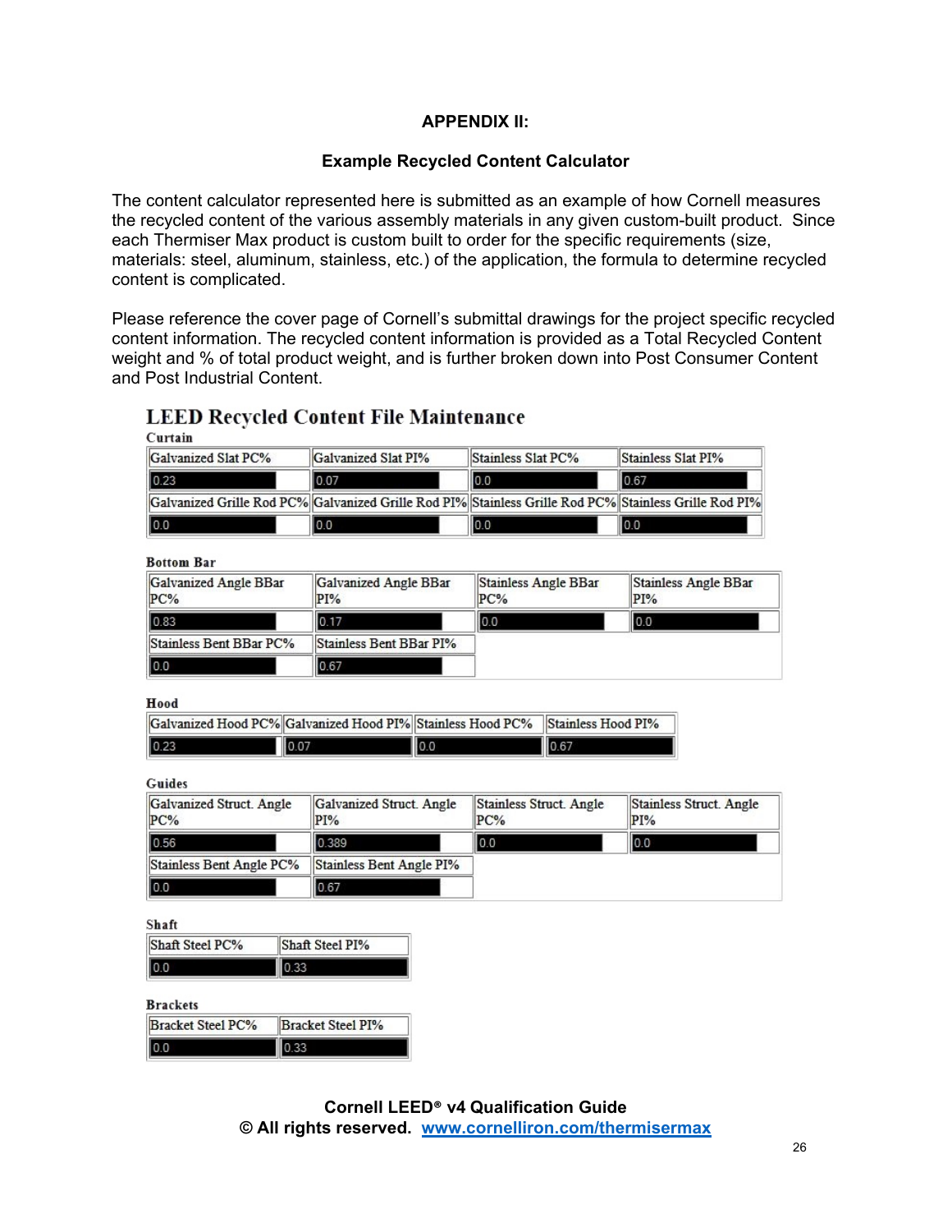**APPENDIX II:**

**Example Recycled Content Calculator**

The content calculator represented here is submitted as an example of how Cornell measures the recycled content of the various assembly materials in any given custom-built product. Since each Thermiser Max product is custom built to order for the specific requirements (size, materials: steel, aluminum, stainless, etc.) of the application, the formula to determine recycled content is complicated.

Please reference the cover page of Cornell's submittal drawings for the project specific recycled content information. The recycled content information is provided as a Total Recycled Content weight and % of total product weight, and is further broken down into Post Consumer Content and Post Industrial Content.

## LEED Recycled Content File Maintenance

**Curtain**

| Galvanized Slat PC% | Galvanized Slat PI% | Stainless Slat PC% | Stainless Slat PI% |
|---|---|---|---|
| 0.23 | 0.07 | 0.0 | 0.67 |
| **Galvanized Grille Rod PC%** | **Galvanized Grille Rod PI%** | **Stainless Grille Rod PC%** | **Stainless Grille Rod PI%** |
| 0.0 | 0.0 | 0.0 | 0.0 |

**Bottom Bar**

| Galvanized Angle BBar PC% | Galvanized Angle BBar PI% | Stainless Angle BBar PC% | Stainless Angle BBar PI% |
|---|---|---|---|
| 0.83 | 0.17 | 0.0 | 0.0 |
| **Stainless Bent BBar PC%** | **Stainless Bent BBar PI%** | | |
| 0.0 | 0.67 | | |

**Hood**

| Galvanized Hood PC% | Galvanized Hood PI% | Stainless Hood PC% | Stainless Hood PI% |
|---|---|---|---|
| 0.23 | 0.07 | 0.0 | 0.67 |

**Guides**

| Galvanized Struct. Angle PC% | Galvanized Struct. Angle PI% | Stainless Struct. Angle PC% | Stainless Struct. Angle PI% |
|---|---|---|---|
| 0.56 | 0.389 | 0.0 | 0.0 |
| **Stainless Bent Angle PC%** | **Stainless Bent Angle PI%** | | |
| 0.0 | 0.67 | | |

**Shaft**

| Shaft Steel PC% | Shaft Steel PI% |
|---|---|
| 0.0 | 0.33 |

**Brackets**

| Bracket Steel PC% | Bracket Steel PI% |
|---|---|
| 0.0 | 0.33 |

**Cornell LEED® v4 Qualification Guide**
**© All rights reserved. www.cornelliron.com/thermisermax**